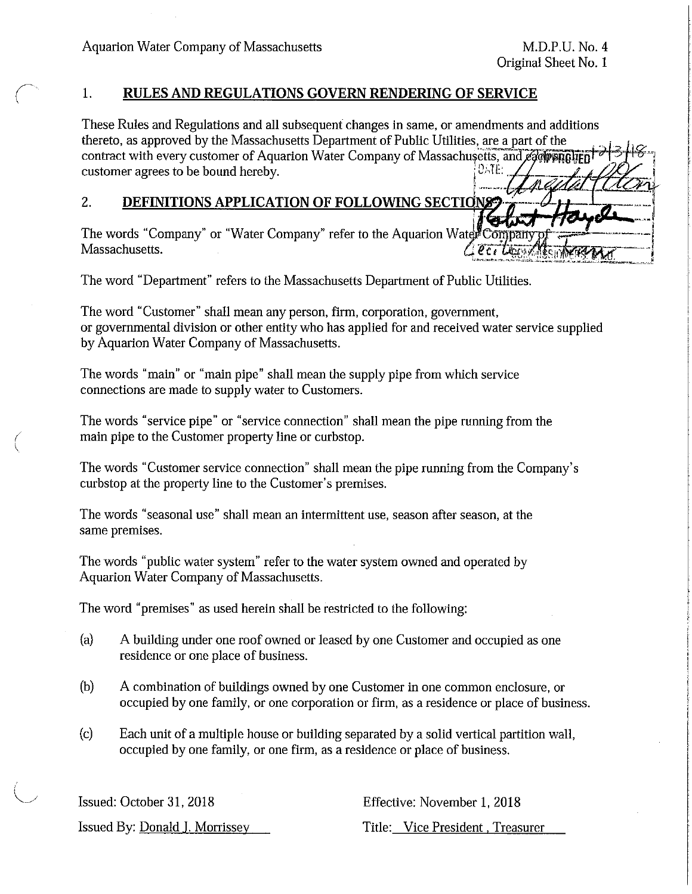## 1. RULES AND REGULATIONS GOVERN RENDERING OF SERVICE

These Rules and Regulations and all subsequent changes in same, or amendments and additions thereto, as approved by the Massachusetts Department of Public Utilities, are a part of the contract with every customer of Aquarion Water Company of Massachusetts, and each customer agrees to be bound hereby.

## 2. DEFINITIONS APPLICATION OF FOLLOWING SECTIONS

The words "Company" or "Water Company" refer to the Aquarion Water Company of Massachusetts.

The word "Department" refers to the Massachusetts Department of Public Utilities.

The word "Customer" shall mean any person, firm, corporation, government, or governmental division or other entity who has applied for and received water service supplied by Aquarion Water Company of Massachusetts.

The words "main" or "main pipe" shall mean the supply pipe from which service connections are made to supply water to Customers.

The words "service pipe" or "service connection" shall mean the pipe running from the main pipe to the Customer property line or curbstop.

The words "Customer service connection" shall mean the pipe running from the Company's curbstop at the property line to the Customer's premises.

The words "seasonal use" shall mean an intermittent use, season after season, at the same premises.

The words "public water system" refer to the water system owned and operated by Aquarion Water Company of Massachusetts.

The word "premises" as used herein shall be restricted to the following:

(a) A building under one roof owned or leased by one Customer and occupied as one residence or one place of business.

(b) A combination of buildings owned by one Customer in one common enclosure, or occupied by one family, or one corporation or firm, as a residence or place of business.

(c) Each unit of a multiple house or building separated by a solid vertical partition wall, occupied by one family, or one firm, as a residence or place of business.

Issued: October 31, 2018

Effective: November 1, 2018

Issued By: Donald J. Morrissey

Title: Vice President, Treasurer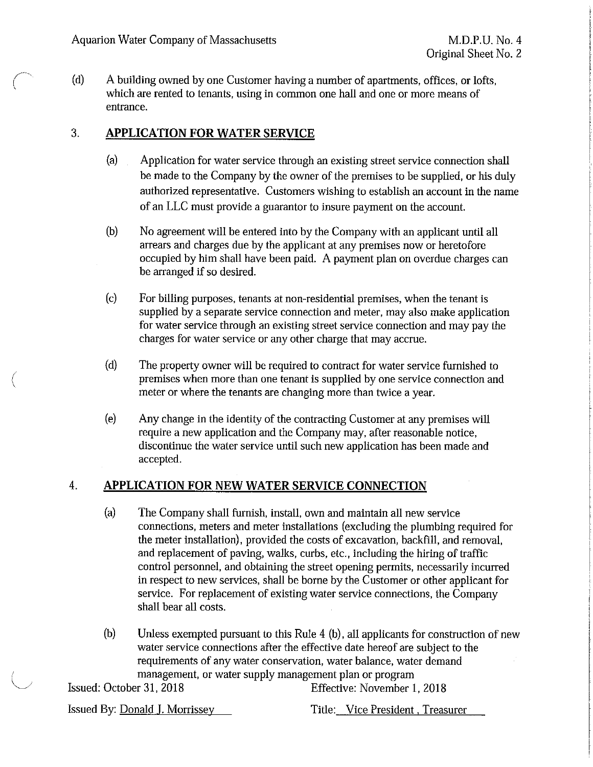(d) A building owned by one Customer having a number of apartments, offices, or lofts, which are rented to tenants, using in common one hall and one or more means of entrance.

## 3. APPLICATION FOR WATER SERVICE

(a) Application for water service through an existing street service connection shall be made to the Company by the owner of the premises to be supplied, or his duly authorized representative. Customers wishing to establish an account in the name of an LLC must provide a guarantor to insure payment on the account.

(b) No agreement will be entered into by the Company with an applicant until all arrears and charges due by the applicant at any premises now or heretofore occupied by him shall have been paid. A payment plan on overdue charges can be arranged if so desired.

(c) For billing purposes, tenants at non-residential premises, when the tenant is supplied by a separate service connection and meter, may also make application for water service through an existing street service connection and may pay the charges for water service or any other charge that may accrue.

(d) The property owner will be required to contract for water service furnished to premises when more than one tenant is supplied by one service connection and meter or where the tenants are changing more than twice a year.

(e) Any change in the identity of the contracting Customer at any premises will require a new application and the Company may, after reasonable notice, discontinue the water service until such new application has been made and accepted.

## 4. APPLICATION FOR NEW WATER SERVICE CONNECTION

(a) The Company shall furnish, install, own and maintain all new service connections, meters and meter installations (excluding the plumbing required for the meter installation), provided the costs of excavation, backfill, and removal, and replacement of paving, walks, curbs, etc., including the hiring of traffic control personnel, and obtaining the street opening permits, necessarily incurred in respect to new services, shall be borne by the Customer or other applicant for service. For replacement of existing water service connections, the Company shall bear all costs.

(b) Unless exempted pursuant to this Rule 4 (b), all applicants for construction of new water service connections after the effective date hereof are subject to the requirements of any water conservation, water balance, water demand management, or water supply management plan or program

Issued: October 31, 2018 Effective: November 1, 2018

Issued By: Donald J. Morrissey Title: Vice President , Treasurer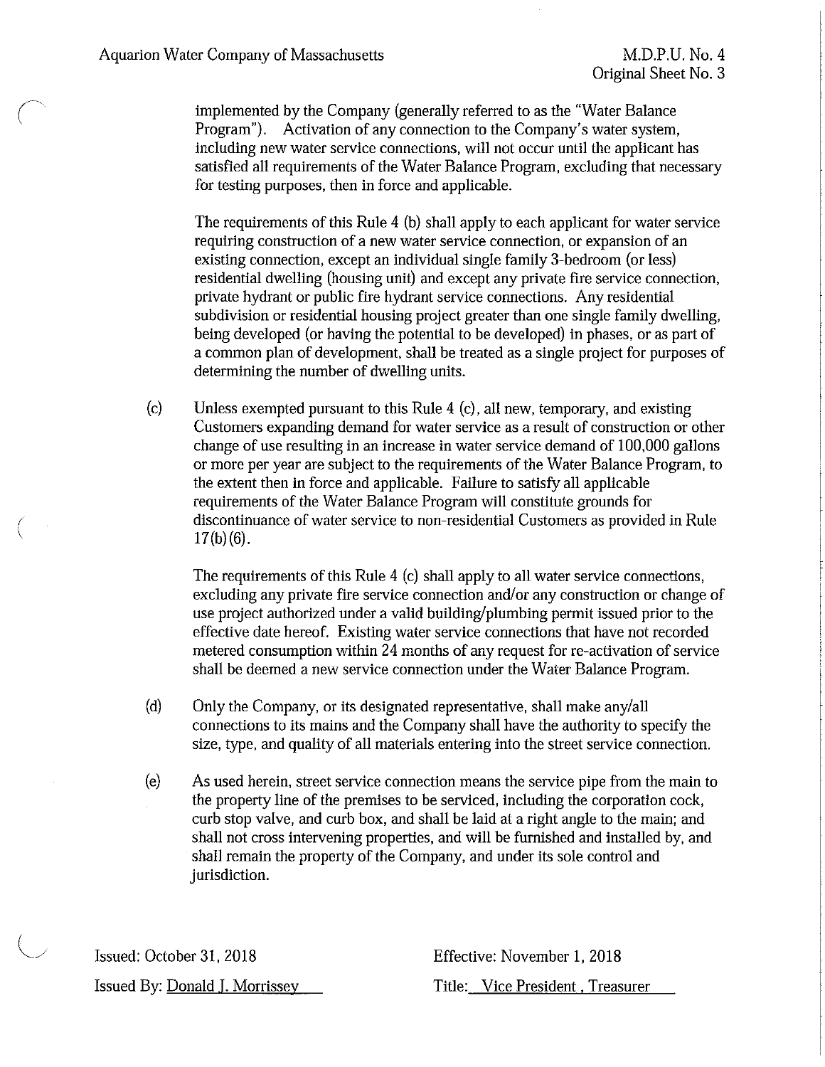implemented by the Company (generally referred to as the "Water Balance Program"). Activation of any connection to the Company's water system, including new water service connections, will not occur until the applicant has satisfied all requirements of the Water Balance Program, excluding that necessary for testing purposes, then in force and applicable.

The requirements of this Rule 4 (b) shall apply to each applicant for water service requiring construction of a new water service connection, or expansion of an existing connection, except an individual single family 3-bedroom (or less) residential dwelling (housing unit) and except any private fire service connection, private hydrant or public fire hydrant service connections. Any residential subdivision or residential housing project greater than one single family dwelling, being developed (or having the potential to be developed) in phases, or as part of a common plan of development, shall be treated as a single project for purposes of determining the number of dwelling units.

(c) Unless exempted pursuant to this Rule 4 (c), all new, temporary, and existing Customers expanding demand for water service as a result of construction or other change of use resulting in an increase in water service demand of 100,000 gallons or more per year are subject to the requirements of the Water Balance Program, to the extent then in force and applicable. Failure to satisfy all applicable requirements of the Water Balance Program will constitute grounds for discontinuance of water service to non-residential Customers as provided in Rule 17(b)(6).

The requirements of this Rule 4 (c) shall apply to all water service connections, excluding any private fire service connection and/or any construction or change of use project authorized under a valid building/plumbing permit issued prior to the effective date hereof. Existing water service connections that have not recorded metered consumption within 24 months of any request for re-activation of service shall be deemed a new service connection under the Water Balance Program.

(d) Only the Company, or its designated representative, shall make any/all connections to its mains and the Company shall have the authority to specify the size, type, and quality of all materials entering into the street service connection.

(e) As used herein, street service connection means the service pipe from the main to the property line of the premises to be serviced, including the corporation cock, curb stop valve, and curb box, and shall be laid at a right angle to the main; and shall not cross intervening properties, and will be furnished and installed by, and shall remain the property of the Company, and under its sole control and jurisdiction.

Issued: October 31, 2018 — Effective: November 1, 2018

Issued By: Donald J. Morrissey — Title: Vice President, Treasurer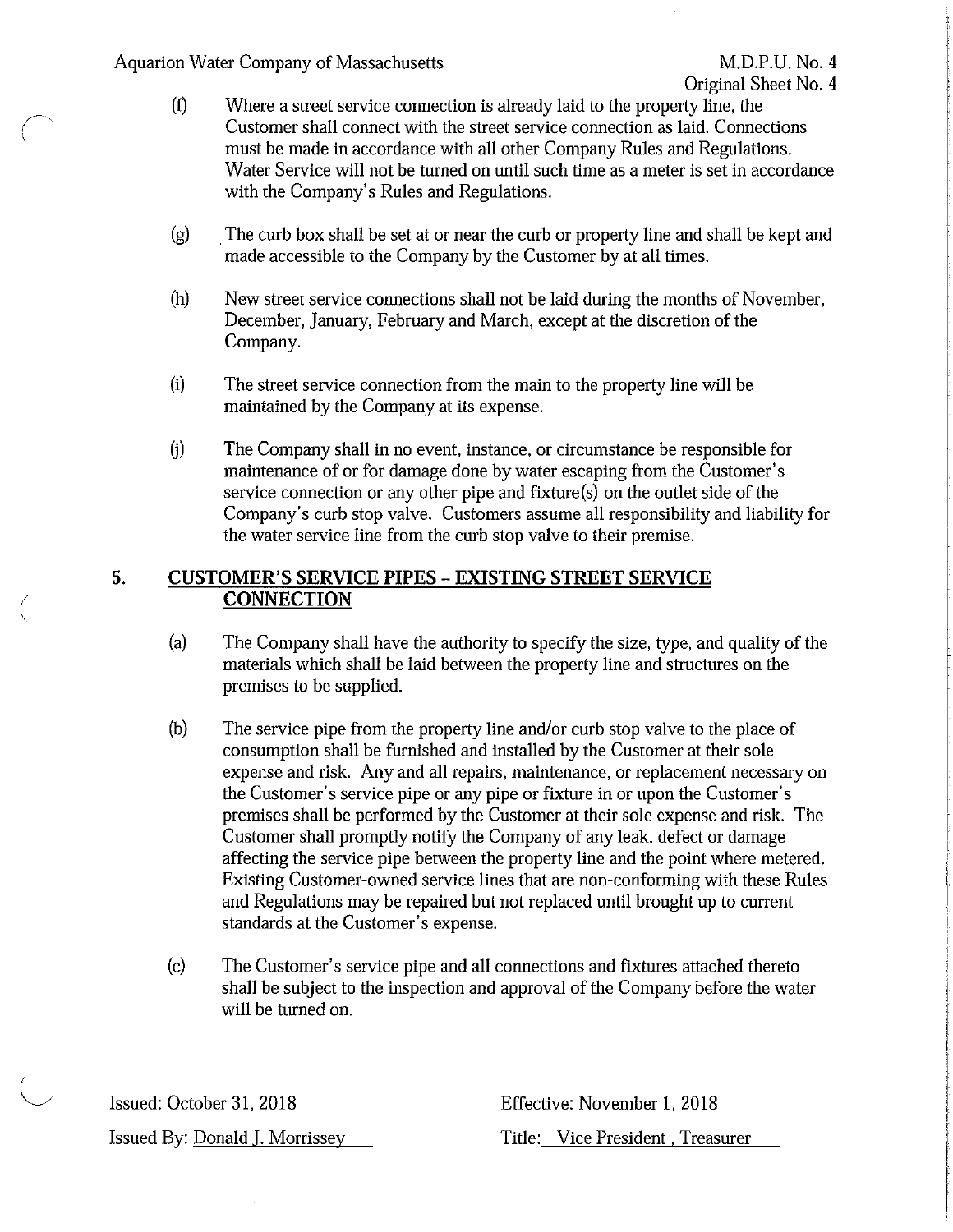(f) Where a street service connection is already laid to the property line, the Customer shall connect with the street service connection as laid. Connections must be made in accordance with all other Company Rules and Regulations. Water Service will not be turned on until such time as a meter is set in accordance with the Company's Rules and Regulations.

(g) The curb box shall be set at or near the curb or property line and shall be kept and made accessible to the Company by the Customer by at all times.

(h) New street service connections shall not be laid during the months of November, December, January, February and March, except at the discretion of the Company.

(i) The street service connection from the main to the property line will be maintained by the Company at its expense.

(j) The Company shall in no event, instance, or circumstance be responsible for maintenance of or for damage done by water escaping from the Customer's service connection or any other pipe and fixture(s) on the outlet side of the Company's curb stop valve. Customers assume all responsibility and liability for the water service line from the curb stop valve to their premise.

## 5. CUSTOMER'S SERVICE PIPES – EXISTING STREET SERVICE CONNECTION

(a) The Company shall have the authority to specify the size, type, and quality of the materials which shall be laid between the property line and structures on the premises to be supplied.

(b) The service pipe from the property line and/or curb stop valve to the place of consumption shall be furnished and installed by the Customer at their sole expense and risk. Any and all repairs, maintenance, or replacement necessary on the Customer's service pipe or any pipe or fixture in or upon the Customer's premises shall be performed by the Customer at their sole expense and risk. The Customer shall promptly notify the Company of any leak, defect or damage affecting the service pipe between the property line and the point where metered. Existing Customer-owned service lines that are non-conforming with these Rules and Regulations may be repaired but not replaced until brought up to current standards at the Customer's expense.

(c) The Customer's service pipe and all connections and fixtures attached thereto shall be subject to the inspection and approval of the Company before the water will be turned on.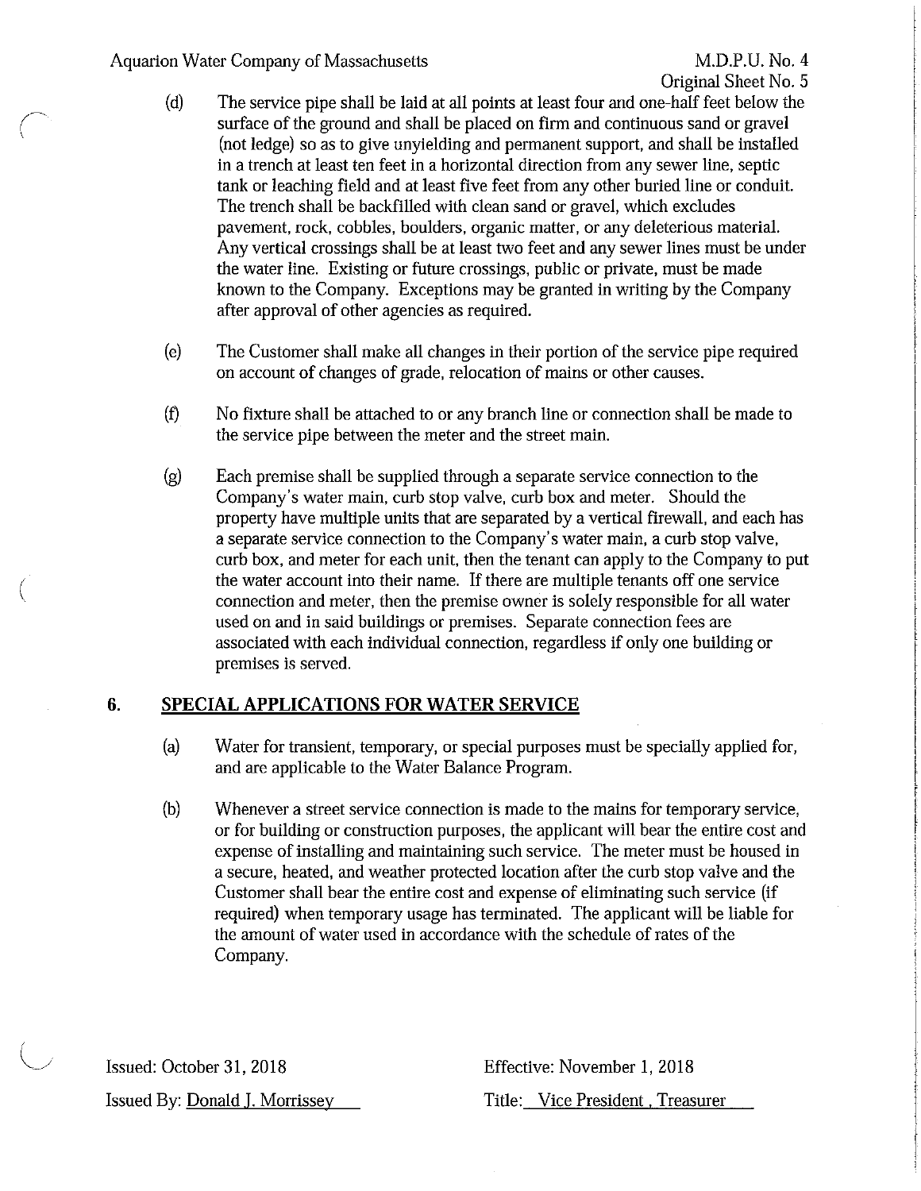(d) The service pipe shall be laid at all points at least four and one-half feet below the surface of the ground and shall be placed on firm and continuous sand or gravel (not ledge) so as to give unyielding and permanent support, and shall be installed in a trench at least ten feet in a horizontal direction from any sewer line, septic tank or leaching field and at least five feet from any other buried line or conduit. The trench shall be backfilled with clean sand or gravel, which excludes pavement, rock, cobbles, boulders, organic matter, or any deleterious material. Any vertical crossings shall be at least two feet and any sewer lines must be under the water line. Existing or future crossings, public or private, must be made known to the Company. Exceptions may be granted in writing by the Company after approval of other agencies as required.

(e) The Customer shall make all changes in their portion of the service pipe required on account of changes of grade, relocation of mains or other causes.

(f) No fixture shall be attached to or any branch line or connection shall be made to the service pipe between the meter and the street main.

(g) Each premise shall be supplied through a separate service connection to the Company's water main, curb stop valve, curb box and meter. Should the property have multiple units that are separated by a vertical firewall, and each has a separate service connection to the Company's water main, a curb stop valve, curb box, and meter for each unit, then the tenant can apply to the Company to put the water account into their name. If there are multiple tenants off one service connection and meter, then the premise owner is solely responsible for all water used on and in said buildings or premises. Separate connection fees are associated with each individual connection, regardless if only one building or premises is served.

## 6. SPECIAL APPLICATIONS FOR WATER SERVICE

(a) Water for transient, temporary, or special purposes must be specially applied for, and are applicable to the Water Balance Program.

(b) Whenever a street service connection is made to the mains for temporary service, or for building or construction purposes, the applicant will bear the entire cost and expense of installing and maintaining such service. The meter must be housed in a secure, heated, and weather protected location after the curb stop valve and the Customer shall bear the entire cost and expense of eliminating such service (if required) when temporary usage has terminated. The applicant will be liable for the amount of water used in accordance with the schedule of rates of the Company.

Issued: October 31, 2018 Effective: November 1, 2018

Issued By: Donald J. Morrissey Title: Vice President, Treasurer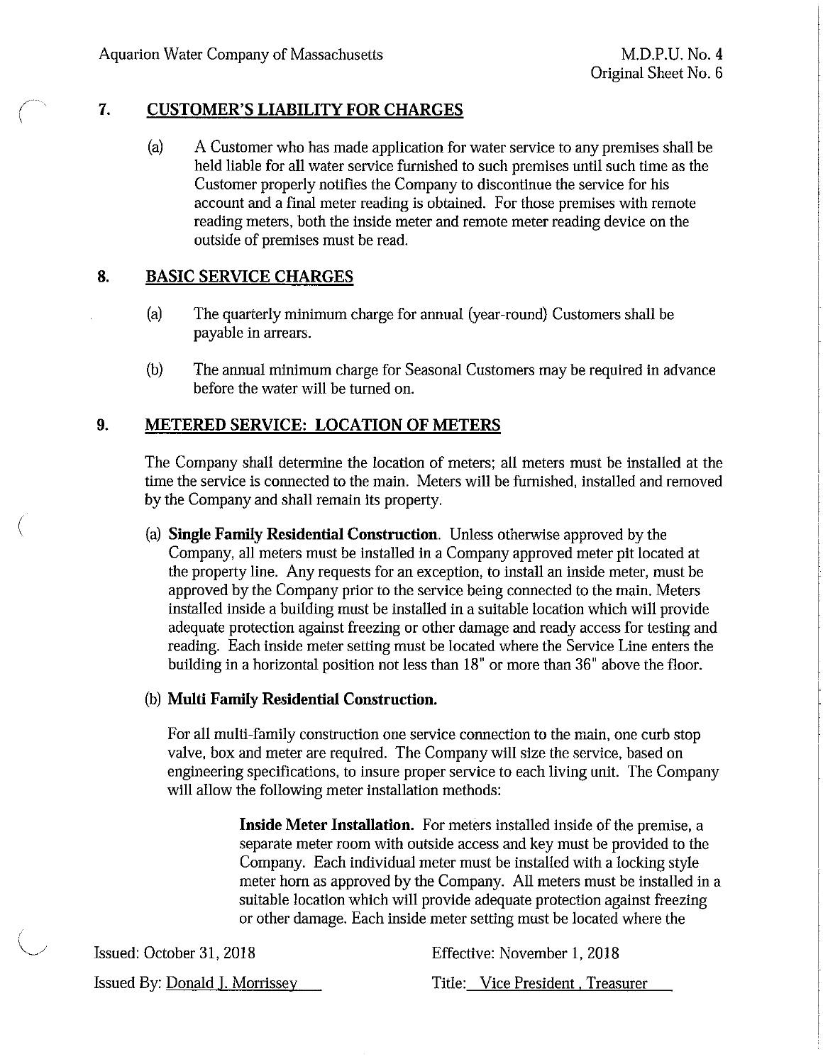## 7. CUSTOMER'S LIABILITY FOR CHARGES

(a) A Customer who has made application for water service to any premises shall be held liable for all water service furnished to such premises until such time as the Customer properly notifies the Company to discontinue the service for his account and a final meter reading is obtained. For those premises with remote reading meters, both the inside meter and remote meter reading device on the outside of premises must be read.

## 8. BASIC SERVICE CHARGES

(a) The quarterly minimum charge for annual (year-round) Customers shall be payable in arrears.

(b) The annual minimum charge for Seasonal Customers may be required in advance before the water will be turned on.

## 9. METERED SERVICE: LOCATION OF METERS

The Company shall determine the location of meters; all meters must be installed at the time the service is connected to the main. Meters will be furnished, installed and removed by the Company and shall remain its property.

(a) **Single Family Residential Construction**. Unless otherwise approved by the Company, all meters must be installed in a Company approved meter pit located at the property line. Any requests for an exception, to install an inside meter, must be approved by the Company prior to the service being connected to the main. Meters installed inside a building must be installed in a suitable location which will provide adequate protection against freezing or other damage and ready access for testing and reading. Each inside meter setting must be located where the Service Line enters the building in a horizontal position not less than 18" or more than 36" above the floor.

(b) **Multi Family Residential Construction.**

For all multi-family construction one service connection to the main, one curb stop valve, box and meter are required. The Company will size the service, based on engineering specifications, to insure proper service to each living unit. The Company will allow the following meter installation methods:

**Inside Meter Installation.** For meters installed inside of the premise, a separate meter room with outside access and key must be provided to the Company. Each individual meter must be installed with a locking style meter horn as approved by the Company. All meters must be installed in a suitable location which will provide adequate protection against freezing or other damage. Each inside meter setting must be located where the

Issued: October 31, 2018 Effective: November 1, 2018

Issued By: Donald J. Morrissey Title: Vice President, Treasurer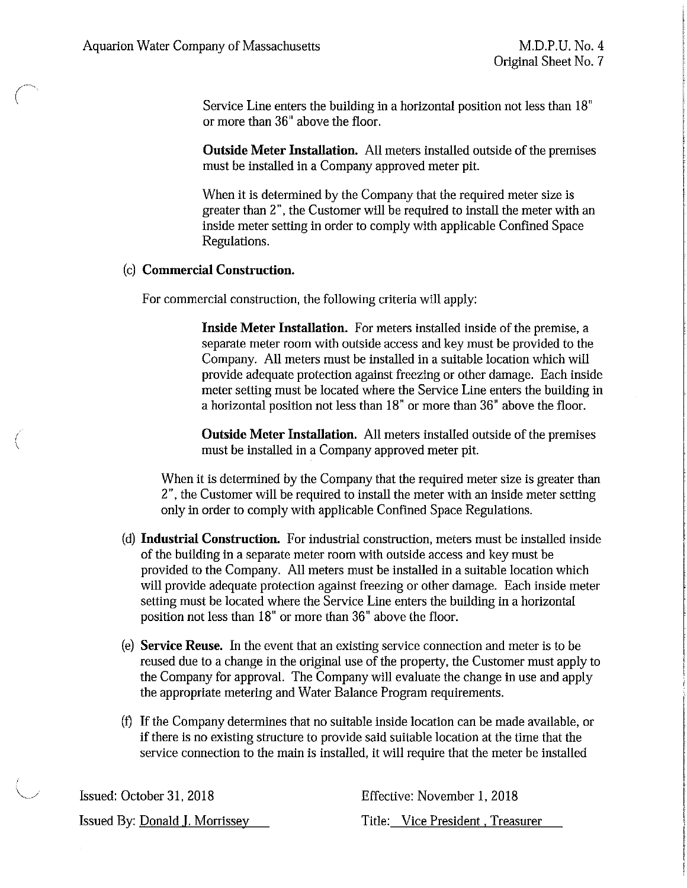Service Line enters the building in a horizontal position not less than 18" or more than 36" above the floor.

**Outside Meter Installation.** All meters installed outside of the premises must be installed in a Company approved meter pit.

When it is determined by the Company that the required meter size is greater than 2", the Customer will be required to install the meter with an inside meter setting in order to comply with applicable Confined Space Regulations.

(c) **Commercial Construction.**

For commercial construction, the following criteria will apply:

**Inside Meter Installation.** For meters installed inside of the premise, a separate meter room with outside access and key must be provided to the Company. All meters must be installed in a suitable location which will provide adequate protection against freezing or other damage. Each inside meter setting must be located where the Service Line enters the building in a horizontal position not less than 18" or more than 36" above the floor.

**Outside Meter Installation.** All meters installed outside of the premises must be installed in a Company approved meter pit.

When it is determined by the Company that the required meter size is greater than 2", the Customer will be required to install the meter with an inside meter setting only in order to comply with applicable Confined Space Regulations.

(d) **Industrial Construction.** For industrial construction, meters must be installed inside of the building in a separate meter room with outside access and key must be provided to the Company. All meters must be installed in a suitable location which will provide adequate protection against freezing or other damage. Each inside meter setting must be located where the Service Line enters the building in a horizontal position not less than 18" or more than 36" above the floor.

(e) **Service Reuse.** In the event that an existing service connection and meter is to be reused due to a change in the original use of the property, the Customer must apply to the Company for approval. The Company will evaluate the change in use and apply the appropriate metering and Water Balance Program requirements.

(f) If the Company determines that no suitable inside location can be made available, or if there is no existing structure to provide said suitable location at the time that the service connection to the main is installed, it will require that the meter be installed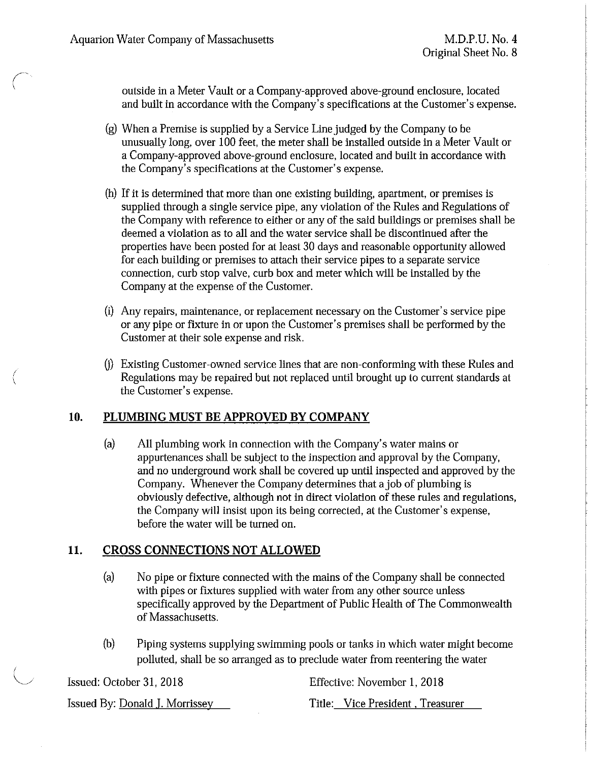outside in a Meter Vault or a Company-approved above-ground enclosure, located and built in accordance with the Company's specifications at the Customer's expense.

(g) When a Premise is supplied by a Service Line judged by the Company to be unusually long, over 100 feet, the meter shall be installed outside in a Meter Vault or a Company-approved above-ground enclosure, located and built in accordance with the Company's specifications at the Customer's expense.

(h) If it is determined that more than one existing building, apartment, or premises is supplied through a single service pipe, any violation of the Rules and Regulations of the Company with reference to either or any of the said buildings or premises shall be deemed a violation as to all and the water service shall be discontinued after the properties have been posted for at least 30 days and reasonable opportunity allowed for each building or premises to attach their service pipes to a separate service connection, curb stop valve, curb box and meter which will be installed by the Company at the expense of the Customer.

(i) Any repairs, maintenance, or replacement necessary on the Customer's service pipe or any pipe or fixture in or upon the Customer's premises shall be performed by the Customer at their sole expense and risk.

(j) Existing Customer-owned service lines that are non-conforming with these Rules and Regulations may be repaired but not replaced until brought up to current standards at the Customer's expense.

## 10. PLUMBING MUST BE APPROVED BY COMPANY

(a) All plumbing work in connection with the Company's water mains or appurtenances shall be subject to the inspection and approval by the Company, and no underground work shall be covered up until inspected and approved by the Company. Whenever the Company determines that a job of plumbing is obviously defective, although not in direct violation of these rules and regulations, the Company will insist upon its being corrected, at the Customer's expense, before the water will be turned on.

## 11. CROSS CONNECTIONS NOT ALLOWED

(a) No pipe or fixture connected with the mains of the Company shall be connected with pipes or fixtures supplied with water from any other source unless specifically approved by the Department of Public Health of The Commonwealth of Massachusetts.

(b) Piping systems supplying swimming pools or tanks in which water might become polluted, shall be so arranged as to preclude water from reentering the water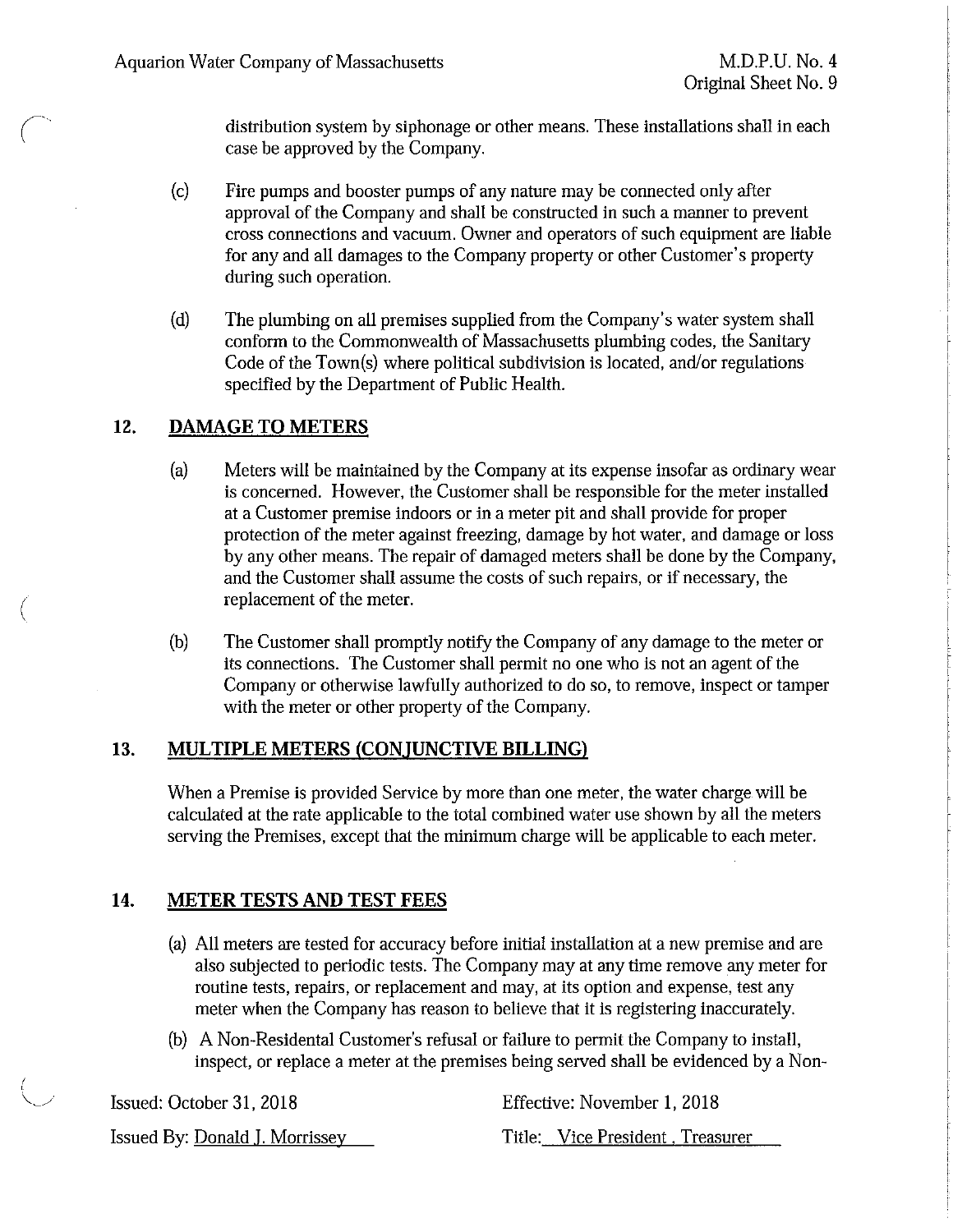distribution system by siphonage or other means. These installations shall in each case be approved by the Company.

(c) Fire pumps and booster pumps of any nature may be connected only after approval of the Company and shall be constructed in such a manner to prevent cross connections and vacuum. Owner and operators of such equipment are liable for any and all damages to the Company property or other Customer's property during such operation.

(d) The plumbing on all premises supplied from the Company's water system shall conform to the Commonwealth of Massachusetts plumbing codes, the Sanitary Code of the Town(s) where political subdivision is located, and/or regulations specified by the Department of Public Health.

## 12. DAMAGE TO METERS

(a) Meters will be maintained by the Company at its expense insofar as ordinary wear is concerned. However, the Customer shall be responsible for the meter installed at a Customer premise indoors or in a meter pit and shall provide for proper protection of the meter against freezing, damage by hot water, and damage or loss by any other means. The repair of damaged meters shall be done by the Company, and the Customer shall assume the costs of such repairs, or if necessary, the replacement of the meter.

(b) The Customer shall promptly notify the Company of any damage to the meter or its connections. The Customer shall permit no one who is not an agent of the Company or otherwise lawfully authorized to do so, to remove, inspect or tamper with the meter or other property of the Company.

## 13. MULTIPLE METERS (CONJUNCTIVE BILLING)

When a Premise is provided Service by more than one meter, the water charge will be calculated at the rate applicable to the total combined water use shown by all the meters serving the Premises, except that the minimum charge will be applicable to each meter.

## 14. METER TESTS AND TEST FEES

(a) All meters are tested for accuracy before initial installation at a new premise and are also subjected to periodic tests. The Company may at any time remove any meter for routine tests, repairs, or replacement and may, at its option and expense, test any meter when the Company has reason to believe that it is registering inaccurately.

(b) A Non-Residental Customer's refusal or failure to permit the Company to install, inspect, or replace a meter at the premises being served shall be evidenced by a Non-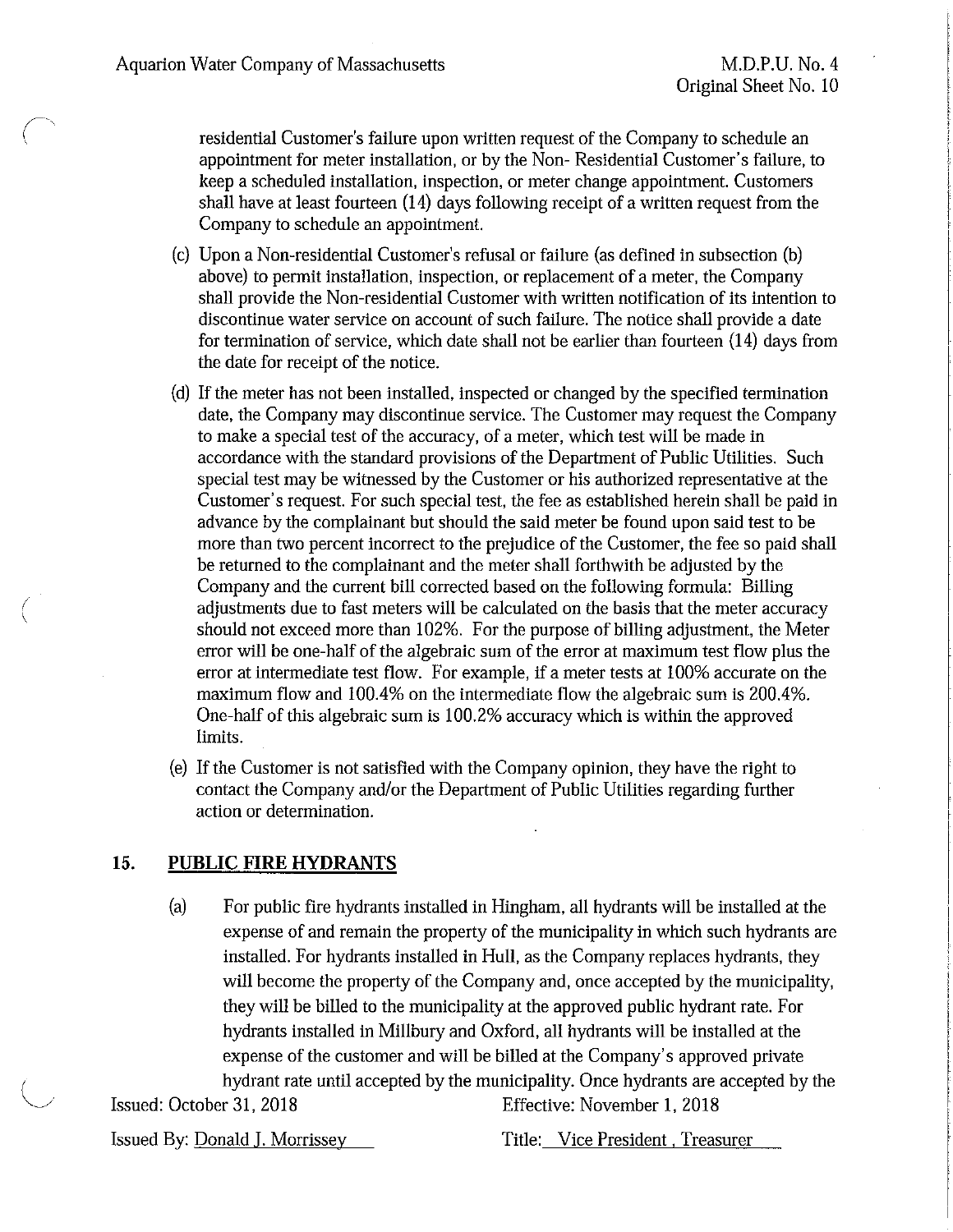residential Customer's failure upon written request of the Company to schedule an appointment for meter installation, or by the Non- Residential Customer's failure, to keep a scheduled installation, inspection, or meter change appointment. Customers shall have at least fourteen (14) days following receipt of a written request from the Company to schedule an appointment.

(c) Upon a Non-residential Customer's refusal or failure (as defined in subsection (b) above) to permit installation, inspection, or replacement of a meter, the Company shall provide the Non-residential Customer with written notification of its intention to discontinue water service on account of such failure. The notice shall provide a date for termination of service, which date shall not be earlier than fourteen (14) days from the date for receipt of the notice.

(d) If the meter has not been installed, inspected or changed by the specified termination date, the Company may discontinue service. The Customer may request the Company to make a special test of the accuracy, of a meter, which test will be made in accordance with the standard provisions of the Department of Public Utilities. Such special test may be witnessed by the Customer or his authorized representative at the Customer's request. For such special test, the fee as established herein shall be paid in advance by the complainant but should the said meter be found upon said test to be more than two percent incorrect to the prejudice of the Customer, the fee so paid shall be returned to the complainant and the meter shall forthwith be adjusted by the Company and the current bill corrected based on the following formula: Billing adjustments due to fast meters will be calculated on the basis that the meter accuracy should not exceed more than 102%. For the purpose of billing adjustment, the Meter error will be one-half of the algebraic sum of the error at maximum test flow plus the error at intermediate test flow. For example, if a meter tests at 100% accurate on the maximum flow and 100.4% on the intermediate flow the algebraic sum is 200.4%. One-half of this algebraic sum is 100.2% accuracy which is within the approved limits.

(e) If the Customer is not satisfied with the Company opinion, they have the right to contact the Company and/or the Department of Public Utilities regarding further action or determination.

## 15. PUBLIC FIRE HYDRANTS

(a) For public fire hydrants installed in Hingham, all hydrants will be installed at the expense of and remain the property of the municipality in which such hydrants are installed. For hydrants installed in Hull, as the Company replaces hydrants, they will become the property of the Company and, once accepted by the municipality, they will be billed to the municipality at the approved public hydrant rate. For hydrants installed in Millbury and Oxford, all hydrants will be installed at the expense of the customer and will be billed at the Company's approved private hydrant rate until accepted by the municipality. Once hydrants are accepted by the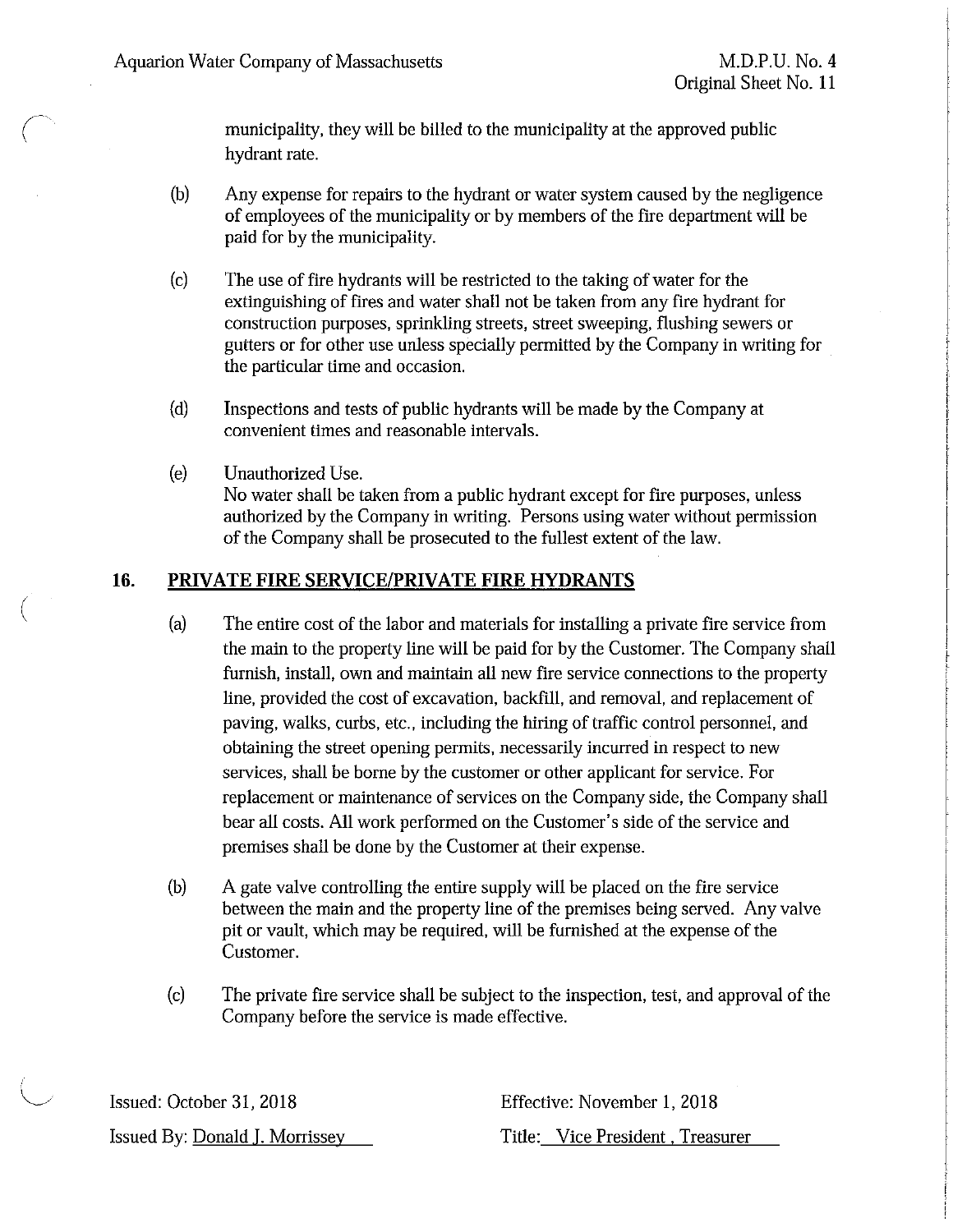municipality, they will be billed to the municipality at the approved public hydrant rate.

(b) Any expense for repairs to the hydrant or water system caused by the negligence of employees of the municipality or by members of the fire department will be paid for by the municipality.

(c) The use of fire hydrants will be restricted to the taking of water for the extinguishing of fires and water shall not be taken from any fire hydrant for construction purposes, sprinkling streets, street sweeping, flushing sewers or gutters or for other use unless specially permitted by the Company in writing for the particular time and occasion.

(d) Inspections and tests of public hydrants will be made by the Company at convenient times and reasonable intervals.

(e) Unauthorized Use.
No water shall be taken from a public hydrant except for fire purposes, unless authorized by the Company in writing. Persons using water without permission of the Company shall be prosecuted to the fullest extent of the law.

## 16. PRIVATE FIRE SERVICE/PRIVATE FIRE HYDRANTS

(a) The entire cost of the labor and materials for installing a private fire service from the main to the property line will be paid for by the Customer. The Company shall furnish, install, own and maintain all new fire service connections to the property line, provided the cost of excavation, backfill, and removal, and replacement of paving, walks, curbs, etc., including the hiring of traffic control personnel, and obtaining the street opening permits, necessarily incurred in respect to new services, shall be borne by the customer or other applicant for service. For replacement or maintenance of services on the Company side, the Company shall bear all costs. All work performed on the Customer's side of the service and premises shall be done by the Customer at their expense.

(b) A gate valve controlling the entire supply will be placed on the fire service between the main and the property line of the premises being served. Any valve pit or vault, which may be required, will be furnished at the expense of the Customer.

(c) The private fire service shall be subject to the inspection, test, and approval of the Company before the service is made effective.

Issued: October 31, 2018 Effective: November 1, 2018

Issued By: Donald J. Morrissey Title: Vice President, Treasurer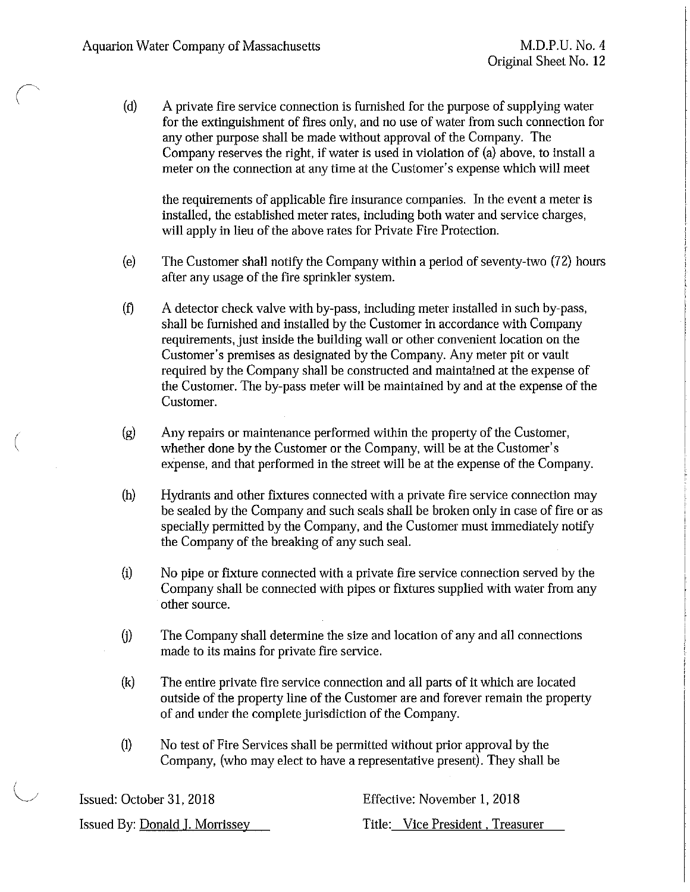(d) A private fire service connection is furnished for the purpose of supplying water for the extinguishment of fires only, and no use of water from such connection for any other purpose shall be made without approval of the Company. The Company reserves the right, if water is used in violation of (a) above, to install a meter on the connection at any time at the Customer's expense which will meet

the requirements of applicable fire insurance companies. In the event a meter is installed, the established meter rates, including both water and service charges, will apply in lieu of the above rates for Private Fire Protection.

(e) The Customer shall notify the Company within a period of seventy-two (72) hours after any usage of the fire sprinkler system.

(f) A detector check valve with by-pass, including meter installed in such by-pass, shall be furnished and installed by the Customer in accordance with Company requirements, just inside the building wall or other convenient location on the Customer's premises as designated by the Company. Any meter pit or vault required by the Company shall be constructed and maintained at the expense of the Customer. The by-pass meter will be maintained by and at the expense of the Customer.

(g) Any repairs or maintenance performed within the property of the Customer, whether done by the Customer or the Company, will be at the Customer's expense, and that performed in the street will be at the expense of the Company.

(h) Hydrants and other fixtures connected with a private fire service connection may be sealed by the Company and such seals shall be broken only in case of fire or as specially permitted by the Company, and the Customer must immediately notify the Company of the breaking of any such seal.

(i) No pipe or fixture connected with a private fire service connection served by the Company shall be connected with pipes or fixtures supplied with water from any other source.

(j) The Company shall determine the size and location of any and all connections made to its mains for private fire service.

(k) The entire private fire service connection and all parts of it which are located outside of the property line of the Customer are and forever remain the property of and under the complete jurisdiction of the Company.

(l) No test of Fire Services shall be permitted without prior approval by the Company, (who may elect to have a representative present). They shall be

Issued: October 31, 2018 Effective: November 1, 2018

Issued By: Donald J. Morrissey Title: Vice President , Treasurer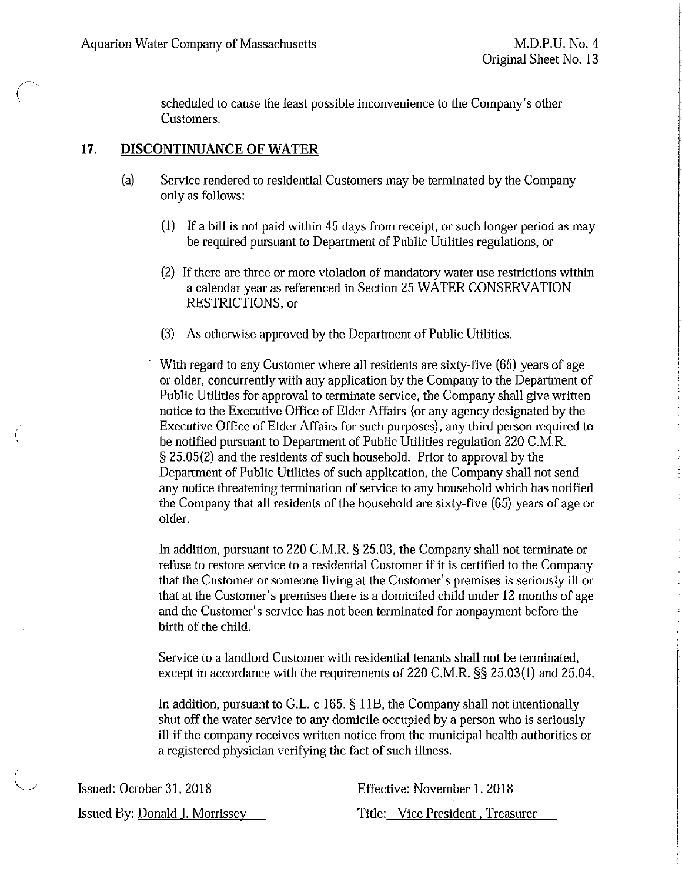scheduled to cause the least possible inconvenience to the Company's other Customers.

## 17. DISCONTINUANCE OF WATER

(a) Service rendered to residential Customers may be terminated by the Company only as follows:

(1) If a bill is not paid within 45 days from receipt, or such longer period as may be required pursuant to Department of Public Utilities regulations, or

(2) If there are three or more violation of mandatory water use restrictions within a calendar year as referenced in Section 25 WATER CONSERVATION RESTRICTIONS, or

(3) As otherwise approved by the Department of Public Utilities.

With regard to any Customer where all residents are sixty-five (65) years of age or older, concurrently with any application by the Company to the Department of Public Utilities for approval to terminate service, the Company shall give written notice to the Executive Office of Elder Affairs (or any agency designated by the Executive Office of Elder Affairs for such purposes), any third person required to be notified pursuant to Department of Public Utilities regulation 220 C.M.R. § 25.05(2) and the residents of such household. Prior to approval by the Department of Public Utilities of such application, the Company shall not send any notice threatening termination of service to any household which has notified the Company that all residents of the household are sixty-five (65) years of age or older.

In addition, pursuant to 220 C.M.R. § 25.03, the Company shall not terminate or refuse to restore service to a residential Customer if it is certified to the Company that the Customer or someone living at the Customer's premises is seriously ill or that at the Customer's premises there is a domiciled child under 12 months of age and the Customer's service has not been terminated for nonpayment before the birth of the child.

Service to a landlord Customer with residential tenants shall not be terminated, except in accordance with the requirements of 220 C.M.R. §§ 25.03(1) and 25.04.

In addition, pursuant to G.L. c 165. § 11B, the Company shall not intentionally shut off the water service to any domicile occupied by a person who is seriously ill if the company receives written notice from the municipal health authorities or a registered physician verifying the fact of such illness.

Issued: October 31, 2018 | Effective: November 1, 2018

Issued By: Donald J. Morrissey | Title: Vice President , Treasurer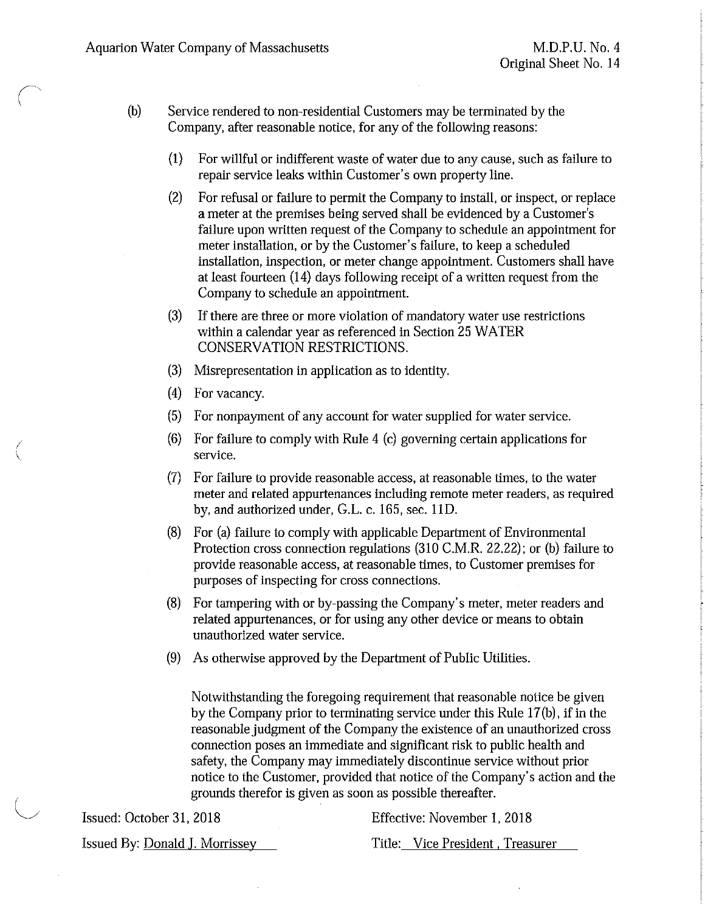(b) Service rendered to non-residential Customers may be terminated by the Company, after reasonable notice, for any of the following reasons:

(1) For willful or indifferent waste of water due to any cause, such as failure to repair service leaks within Customer's own property line.

(2) For refusal or failure to permit the Company to install, or inspect, or replace a meter at the premises being served shall be evidenced by a Customer's failure upon written request of the Company to schedule an appointment for meter installation, or by the Customer's failure, to keep a scheduled installation, inspection, or meter change appointment. Customers shall have at least fourteen (14) days following receipt of a written request from the Company to schedule an appointment.

(3) If there are three or more violation of mandatory water use restrictions within a calendar year as referenced in Section 25 WATER CONSERVATION RESTRICTIONS.

(3) Misrepresentation in application as to identity.

(4) For vacancy.

(5) For nonpayment of any account for water supplied for water service.

(6) For failure to comply with Rule 4 (c) governing certain applications for service.

(7) For failure to provide reasonable access, at reasonable times, to the water meter and related appurtenances including remote meter readers, as required by, and authorized under, G.L. c. 165, sec. 11D.

(8) For (a) failure to comply with applicable Department of Environmental Protection cross connection regulations (310 C.M.R. 22.22); or (b) failure to provide reasonable access, at reasonable times, to Customer premises for purposes of inspecting for cross connections.

(8) For tampering with or by-passing the Company's meter, meter readers and related appurtenances, or for using any other device or means to obtain unauthorized water service.

(9) As otherwise approved by the Department of Public Utilities.

Notwithstanding the foregoing requirement that reasonable notice be given by the Company prior to terminating service under this Rule 17(b), if in the reasonable judgment of the Company the existence of an unauthorized cross connection poses an immediate and significant risk to public health and safety, the Company may immediately discontinue service without prior notice to the Customer, provided that notice of the Company's action and the grounds therefor is given as soon as possible thereafter.

Issued: October 31, 2018 | Effective: November 1, 2018

Issued By: Donald J. Morrissey | Title: Vice President , Treasurer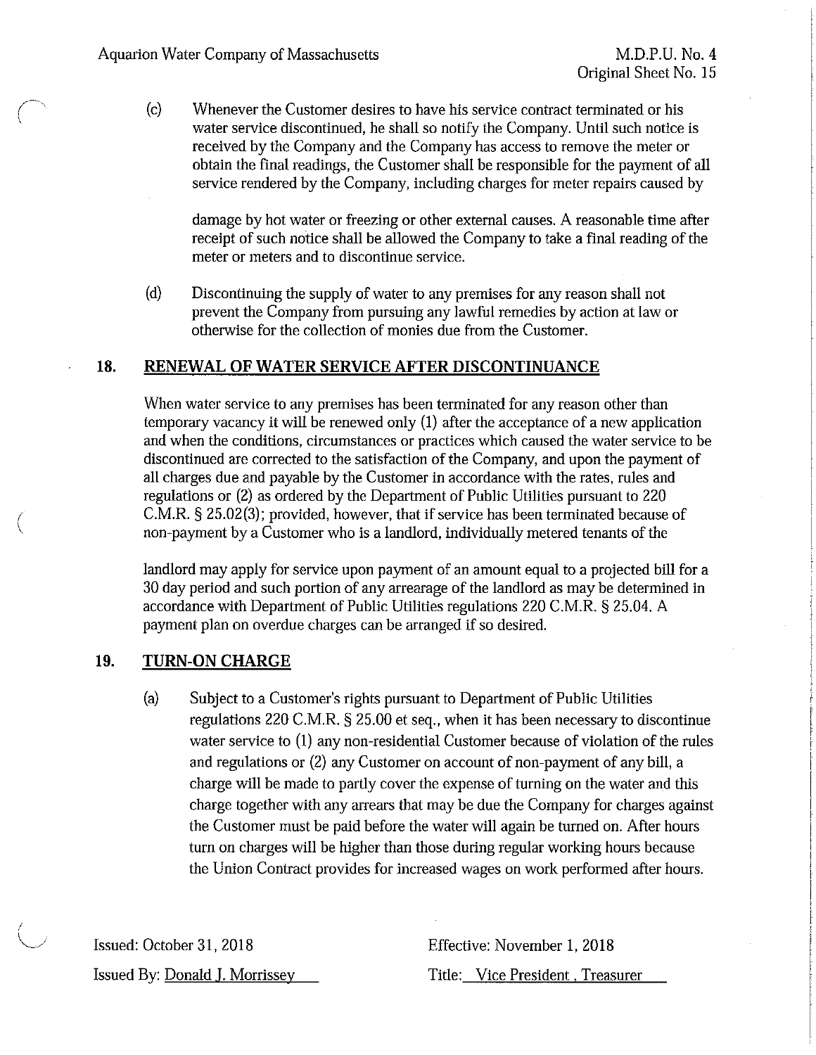(c) Whenever the Customer desires to have his service contract terminated or his water service discontinued, he shall so notify the Company. Until such notice is received by the Company and the Company has access to remove the meter or obtain the final readings, the Customer shall be responsible for the payment of all service rendered by the Company, including charges for meter repairs caused by damage by hot water or freezing or other external causes. A reasonable time after receipt of such notice shall be allowed the Company to take a final reading of the meter or meters and to discontinue service.

(d) Discontinuing the supply of water to any premises for any reason shall not prevent the Company from pursuing any lawful remedies by action at law or otherwise for the collection of monies due from the Customer.

## 18. RENEWAL OF WATER SERVICE AFTER DISCONTINUANCE

When water service to any premises has been terminated for any reason other than temporary vacancy it will be renewed only (1) after the acceptance of a new application and when the conditions, circumstances or practices which caused the water service to be discontinued are corrected to the satisfaction of the Company, and upon the payment of all charges due and payable by the Customer in accordance with the rates, rules and regulations or (2) as ordered by the Department of Public Utilities pursuant to 220 C.M.R. § 25.02(3); provided, however, that if service has been terminated because of non-payment by a Customer who is a landlord, individually metered tenants of the landlord may apply for service upon payment of an amount equal to a projected bill for a 30 day period and such portion of any arrearage of the landlord as may be determined in accordance with Department of Public Utilities regulations 220 C.M.R. § 25.04. A payment plan on overdue charges can be arranged if so desired.

## 19. TURN-ON CHARGE

(a) Subject to a Customer's rights pursuant to Department of Public Utilities regulations 220 C.M.R. § 25.00 et seq., when it has been necessary to discontinue water service to (1) any non-residential Customer because of violation of the rules and regulations or (2) any Customer on account of non-payment of any bill, a charge will be made to partly cover the expense of turning on the water and this charge together with any arrears that may be due the Company for charges against the Customer must be paid before the water will again be turned on. After hours turn on charges will be higher than those during regular working hours because the Union Contract provides for increased wages on work performed after hours.

Issued: October 31, 2018

Issued By: Donald J. Morrissey

Effective: November 1, 2018

Title: Vice President, Treasurer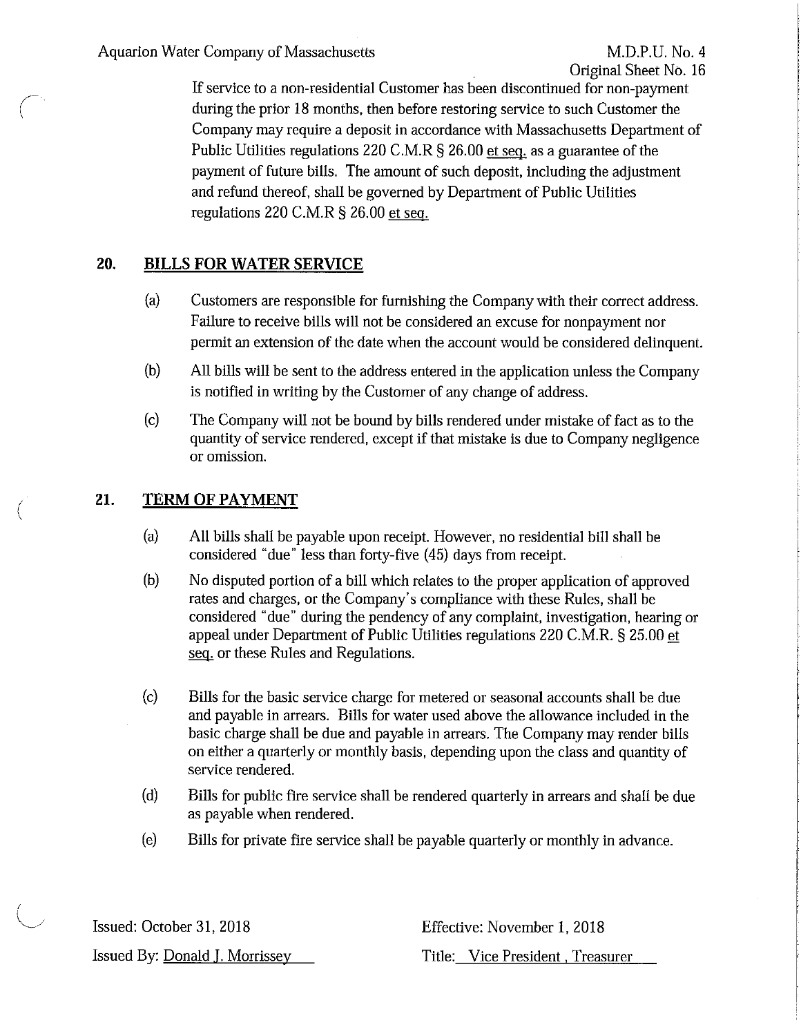If service to a non-residential Customer has been discontinued for non-payment during the prior 18 months, then before restoring service to such Customer the Company may require a deposit in accordance with Massachusetts Department of Public Utilities regulations 220 C.M.R § 26.00 et seq. as a guarantee of the payment of future bills. The amount of such deposit, including the adjustment and refund thereof, shall be governed by Department of Public Utilities regulations 220 C.M.R § 26.00 et seq.

## 20. BILLS FOR WATER SERVICE

(a) Customers are responsible for furnishing the Company with their correct address. Failure to receive bills will not be considered an excuse for nonpayment nor permit an extension of the date when the account would be considered delinquent.

(b) All bills will be sent to the address entered in the application unless the Company is notified in writing by the Customer of any change of address.

(c) The Company will not be bound by bills rendered under mistake of fact as to the quantity of service rendered, except if that mistake is due to Company negligence or omission.

## 21. TERM OF PAYMENT

(a) All bills shall be payable upon receipt. However, no residential bill shall be considered "due" less than forty-five (45) days from receipt.

(b) No disputed portion of a bill which relates to the proper application of approved rates and charges, or the Company's compliance with these Rules, shall be considered "due" during the pendency of any complaint, investigation, hearing or appeal under Department of Public Utilities regulations 220 C.M.R. § 25.00 et seq. or these Rules and Regulations.

(c) Bills for the basic service charge for metered or seasonal accounts shall be due and payable in arrears. Bills for water used above the allowance included in the basic charge shall be due and payable in arrears. The Company may render bills on either a quarterly or monthly basis, depending upon the class and quantity of service rendered.

(d) Bills for public fire service shall be rendered quarterly in arrears and shall be due as payable when rendered.

(e) Bills for private fire service shall be payable quarterly or monthly in advance.

Issued: October 31, 2018

Effective: November 1, 2018

Issued By: Donald J. Morrissey

Title: Vice President , Treasurer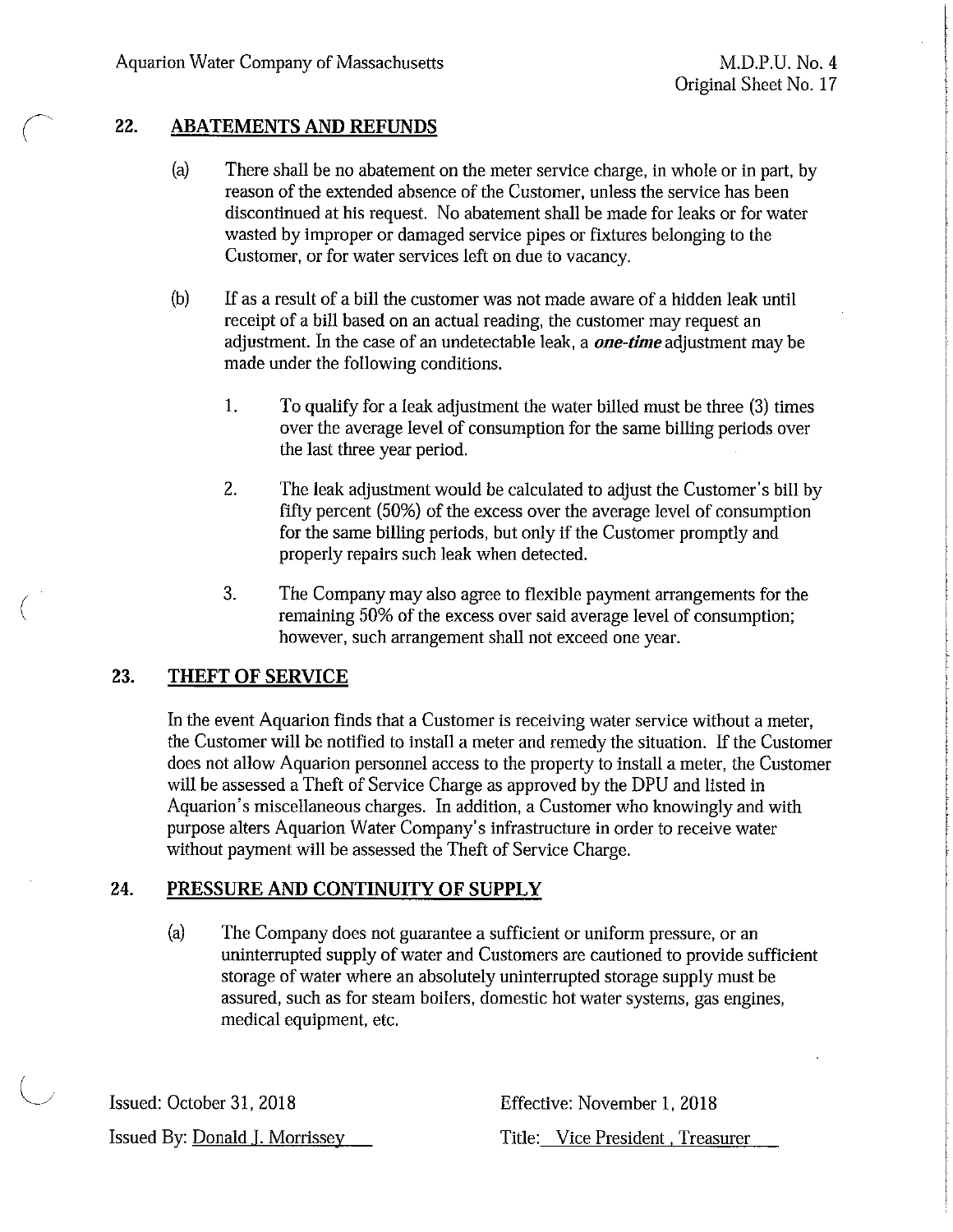## 22. ABATEMENTS AND REFUNDS

(a) There shall be no abatement on the meter service charge, in whole or in part, by reason of the extended absence of the Customer, unless the service has been discontinued at his request. No abatement shall be made for leaks or for water wasted by improper or damaged service pipes or fixtures belonging to the Customer, or for water services left on due to vacancy.

(b) If as a result of a bill the customer was not made aware of a hidden leak until receipt of a bill based on an actual reading, the customer may request an adjustment. In the case of an undetectable leak, a ***one-time*** adjustment may be made under the following conditions.

1. To qualify for a leak adjustment the water billed must be three (3) times over the average level of consumption for the same billing periods over the last three year period.

2. The leak adjustment would be calculated to adjust the Customer's bill by fifty percent (50%) of the excess over the average level of consumption for the same billing periods, but only if the Customer promptly and properly repairs such leak when detected.

3. The Company may also agree to flexible payment arrangements for the remaining 50% of the excess over said average level of consumption; however, such arrangement shall not exceed one year.

## 23. THEFT OF SERVICE

In the event Aquarion finds that a Customer is receiving water service without a meter, the Customer will be notified to install a meter and remedy the situation. If the Customer does not allow Aquarion personnel access to the property to install a meter, the Customer will be assessed a Theft of Service Charge as approved by the DPU and listed in Aquarion's miscellaneous charges. In addition, a Customer who knowingly and with purpose alters Aquarion Water Company's infrastructure in order to receive water without payment will be assessed the Theft of Service Charge.

## 24. PRESSURE AND CONTINUITY OF SUPPLY

(a) The Company does not guarantee a sufficient or uniform pressure, or an uninterrupted supply of water and Customers are cautioned to provide sufficient storage of water where an absolutely uninterrupted storage supply must be assured, such as for steam boilers, domestic hot water systems, gas engines, medical equipment, etc.

Issued: October 31, 2018 | Effective: November 1, 2018

Issued By: Donald J. Morrissey | Title: Vice President, Treasurer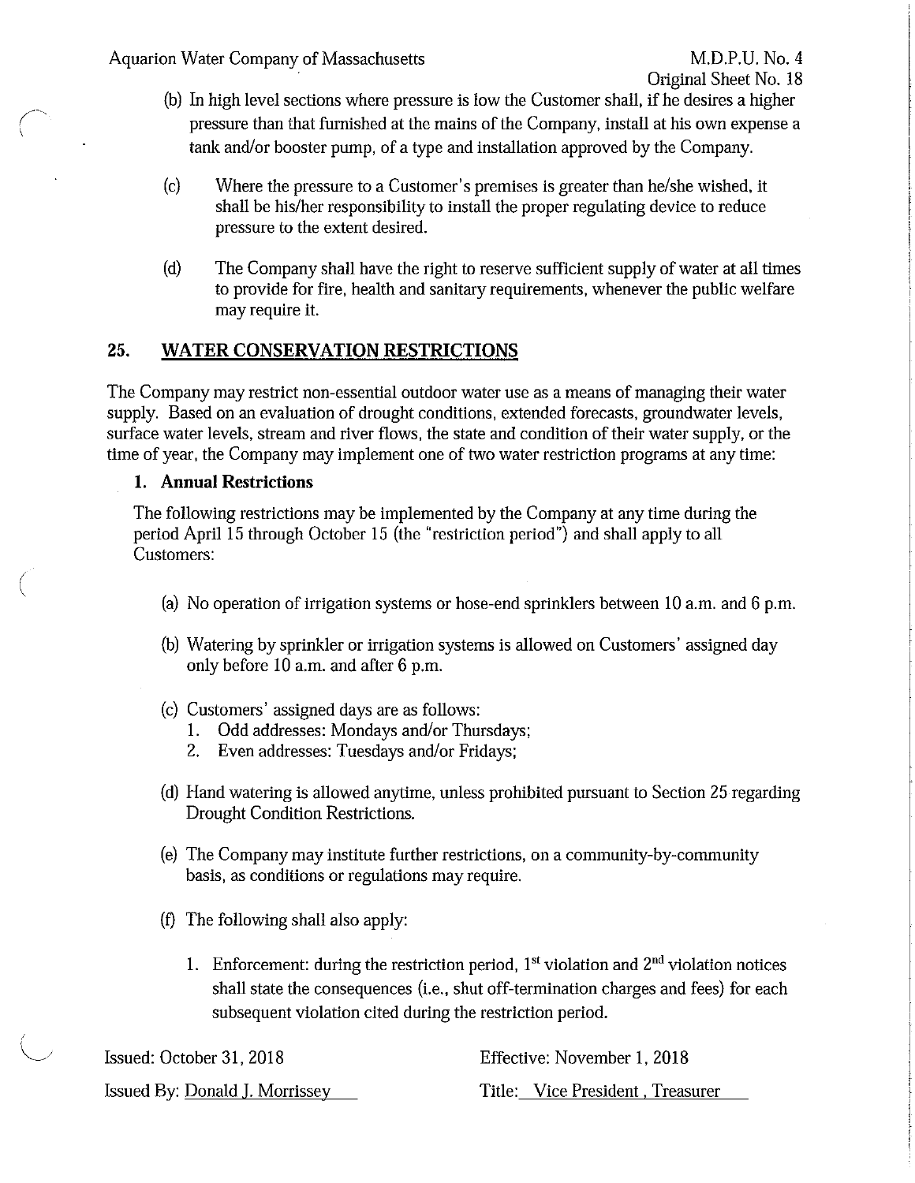(b) In high level sections where pressure is low the Customer shall, if he desires a higher pressure than that furnished at the mains of the Company, install at his own expense a tank and/or booster pump, of a type and installation approved by the Company.

(c) Where the pressure to a Customer's premises is greater than he/she wished, it shall be his/her responsibility to install the proper regulating device to reduce pressure to the extent desired.

(d) The Company shall have the right to reserve sufficient supply of water at all times to provide for fire, health and sanitary requirements, whenever the public welfare may require it.

## 25. WATER CONSERVATION RESTRICTIONS

The Company may restrict non-essential outdoor water use as a means of managing their water supply. Based on an evaluation of drought conditions, extended forecasts, groundwater levels, surface water levels, stream and river flows, the state and condition of their water supply, or the time of year, the Company may implement one of two water restriction programs at any time:

### 1. Annual Restrictions

The following restrictions may be implemented by the Company at any time during the period April 15 through October 15 (the "restriction period") and shall apply to all Customers:

(a) No operation of irrigation systems or hose-end sprinklers between 10 a.m. and 6 p.m.

(b) Watering by sprinkler or irrigation systems is allowed on Customers' assigned day only before 10 a.m. and after 6 p.m.

(c) Customers' assigned days are as follows:
   1. Odd addresses: Mondays and/or Thursdays;
   2. Even addresses: Tuesdays and/or Fridays;

(d) Hand watering is allowed anytime, unless prohibited pursuant to Section 25 regarding Drought Condition Restrictions.

(e) The Company may institute further restrictions, on a community-by-community basis, as conditions or regulations may require.

(f) The following shall also apply:

   1. Enforcement: during the restriction period, 1st violation and 2nd violation notices shall state the consequences (i.e., shut off-termination charges and fees) for each subsequent violation cited during the restriction period.

Issued: October 31, 2018 Effective: November 1, 2018

Issued By: Donald J. Morrissey Title: Vice President , Treasurer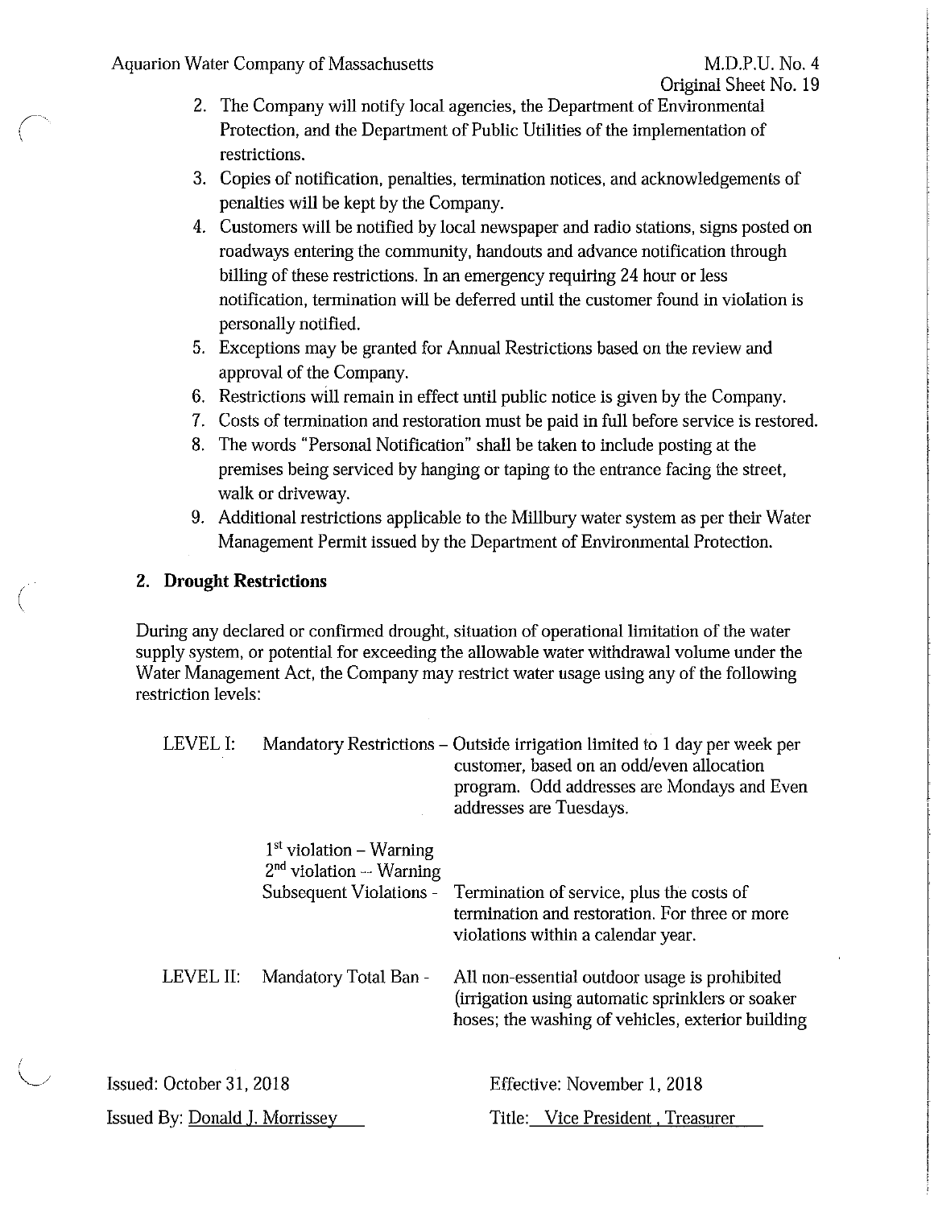2. The Company will notify local agencies, the Department of Environmental Protection, and the Department of Public Utilities of the implementation of restrictions.
3. Copies of notification, penalties, termination notices, and acknowledgements of penalties will be kept by the Company.
4. Customers will be notified by local newspaper and radio stations, signs posted on roadways entering the community, handouts and advance notification through billing of these restrictions. In an emergency requiring 24 hour or less notification, termination will be deferred until the customer found in violation is personally notified.
5. Exceptions may be granted for Annual Restrictions based on the review and approval of the Company.
6. Restrictions will remain in effect until public notice is given by the Company.
7. Costs of termination and restoration must be paid in full before service is restored.
8. The words "Personal Notification" shall be taken to include posting at the premises being serviced by hanging or taping to the entrance facing the street, walk or driveway.
9. Additional restrictions applicable to the Millbury water system as per their Water Management Permit issued by the Department of Environmental Protection.

## 2. Drought Restrictions

During any declared or confirmed drought, situation of operational limitation of the water supply system, or potential for exceeding the allowable water withdrawal volume under the Water Management Act, the Company may restrict water usage using any of the following restriction levels:

| | | |
|---|---|---|
| LEVEL I: | Mandatory Restrictions – | Outside irrigation limited to 1 day per week per customer, based on an odd/even allocation program. Odd addresses are Mondays and Even addresses are Tuesdays. |
| | 1st violation – Warning | |
| | 2nd violation – Warning | |
| | Subsequent Violations - | Termination of service, plus the costs of termination and restoration. For three or more violations within a calendar year. |
| LEVEL II: | Mandatory Total Ban - | All non-essential outdoor usage is prohibited (irrigation using automatic sprinklers or soaker hoses; the washing of vehicles, exterior building |

Issued: October 31, 2018

Effective: November 1, 2018

Issued By: Donald J. Morrissey

Title: Vice President , Treasurer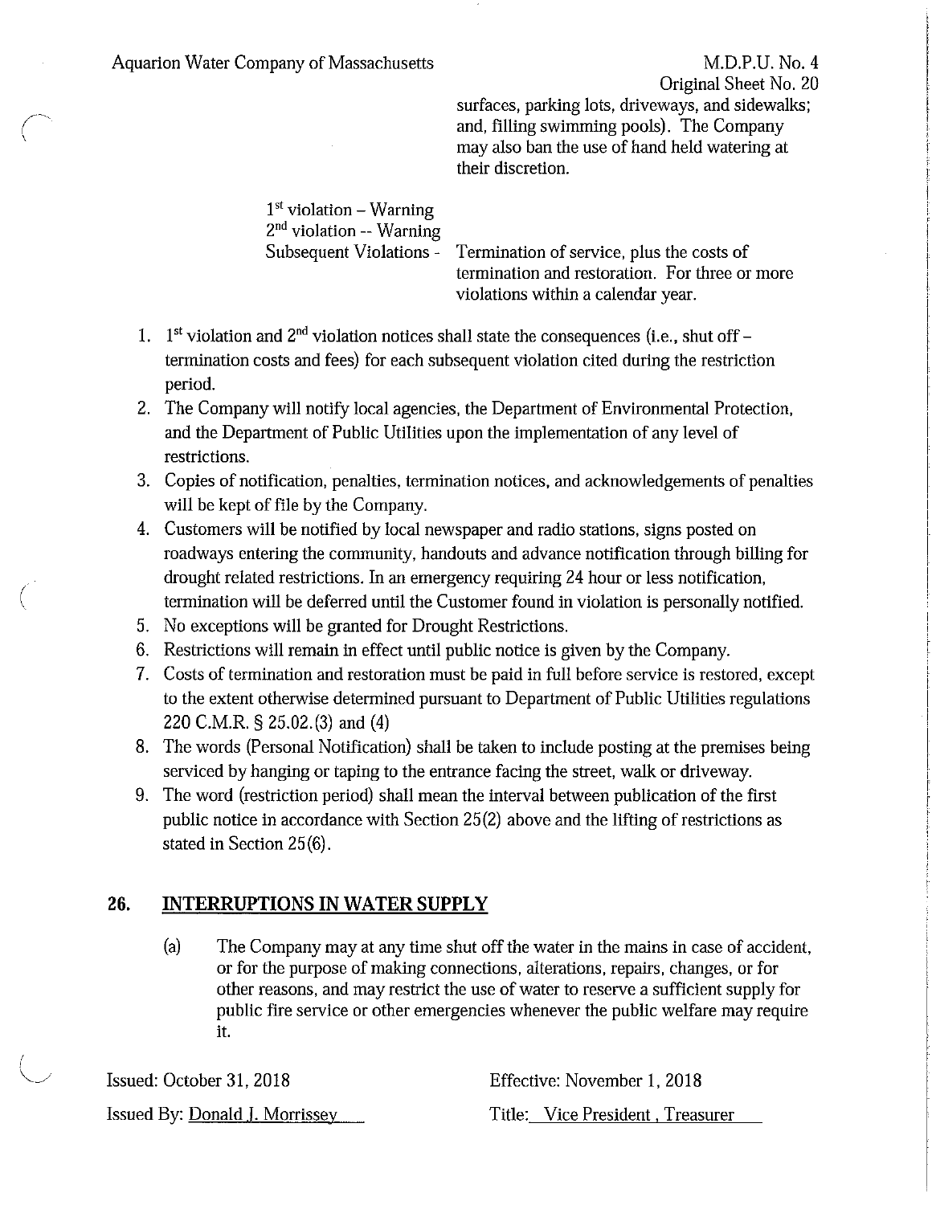surfaces, parking lots, driveways, and sidewalks; and, filling swimming pools). The Company may also ban the use of hand held watering at their discretion.

1st violation – Warning
2nd violation -- Warning
Subsequent Violations - Termination of service, plus the costs of termination and restoration. For three or more violations within a calendar year.

1. 1st violation and 2nd violation notices shall state the consequences (i.e., shut off – termination costs and fees) for each subsequent violation cited during the restriction period.
2. The Company will notify local agencies, the Department of Environmental Protection, and the Department of Public Utilities upon the implementation of any level of restrictions.
3. Copies of notification, penalties, termination notices, and acknowledgements of penalties will be kept of file by the Company.
4. Customers will be notified by local newspaper and radio stations, signs posted on roadways entering the community, handouts and advance notification through billing for drought related restrictions. In an emergency requiring 24 hour or less notification, termination will be deferred until the Customer found in violation is personally notified.
5. No exceptions will be granted for Drought Restrictions.
6. Restrictions will remain in effect until public notice is given by the Company.
7. Costs of termination and restoration must be paid in full before service is restored, except to the extent otherwise determined pursuant to Department of Public Utilities regulations 220 C.M.R. § 25.02.(3) and (4)
8. The words (Personal Notification) shall be taken to include posting at the premises being serviced by hanging or taping to the entrance facing the street, walk or driveway.
9. The word (restriction period) shall mean the interval between publication of the first public notice in accordance with Section 25(2) above and the lifting of restrictions as stated in Section 25(6).

## 26. INTERRUPTIONS IN WATER SUPPLY

(a) The Company may at any time shut off the water in the mains in case of accident, or for the purpose of making connections, alterations, repairs, changes, or for other reasons, and may restrict the use of water to reserve a sufficient supply for public fire service or other emergencies whenever the public welfare may require it.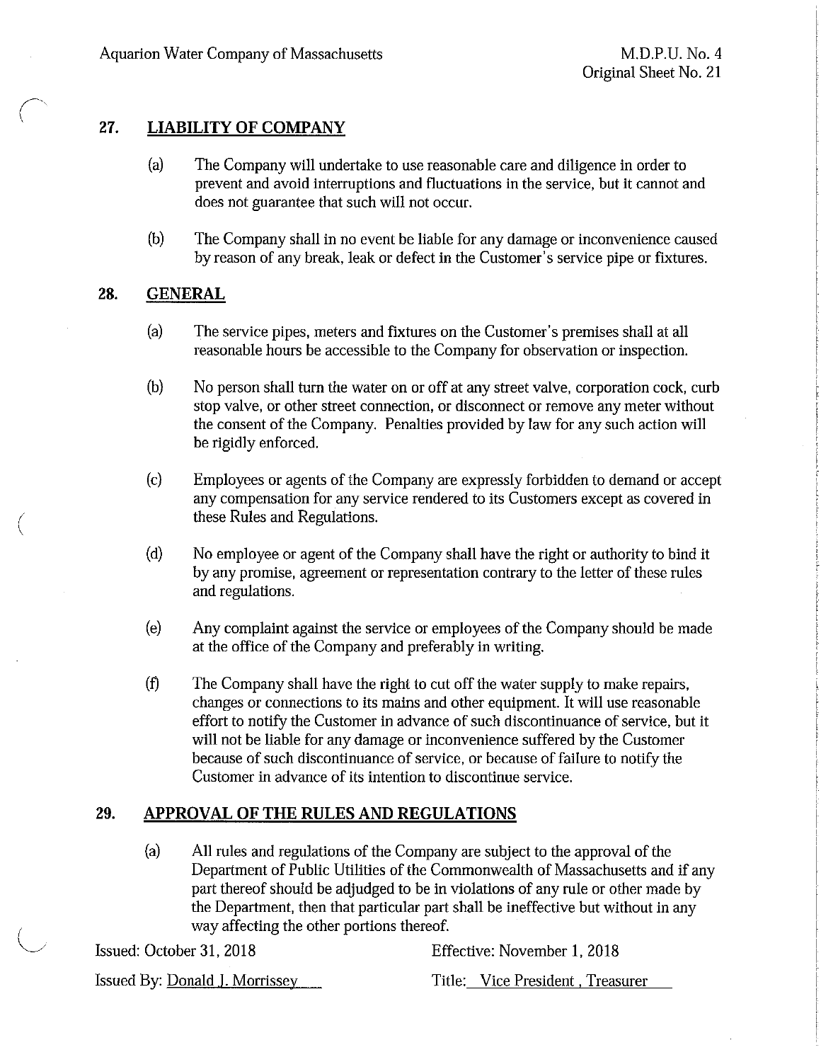## 27. LIABILITY OF COMPANY

(a) The Company will undertake to use reasonable care and diligence in order to prevent and avoid interruptions and fluctuations in the service, but it cannot and does not guarantee that such will not occur.

(b) The Company shall in no event be liable for any damage or inconvenience caused by reason of any break, leak or defect in the Customer's service pipe or fixtures.

## 28. GENERAL

(a) The service pipes, meters and fixtures on the Customer's premises shall at all reasonable hours be accessible to the Company for observation or inspection.

(b) No person shall turn the water on or off at any street valve, corporation cock, curb stop valve, or other street connection, or disconnect or remove any meter without the consent of the Company. Penalties provided by law for any such action will be rigidly enforced.

(c) Employees or agents of the Company are expressly forbidden to demand or accept any compensation for any service rendered to its Customers except as covered in these Rules and Regulations.

(d) No employee or agent of the Company shall have the right or authority to bind it by any promise, agreement or representation contrary to the letter of these rules and regulations.

(e) Any complaint against the service or employees of the Company should be made at the office of the Company and preferably in writing.

(f) The Company shall have the right to cut off the water supply to make repairs, changes or connections to its mains and other equipment. It will use reasonable effort to notify the Customer in advance of such discontinuance of service, but it will not be liable for any damage or inconvenience suffered by the Customer because of such discontinuance of service, or because of failure to notify the Customer in advance of its intention to discontinue service.

## 29. APPROVAL OF THE RULES AND REGULATIONS

(a) All rules and regulations of the Company are subject to the approval of the Department of Public Utilities of the Commonwealth of Massachusetts and if any part thereof should be adjudged to be in violations of any rule or other made by the Department, then that particular part shall be ineffective but without in any way affecting the other portions thereof.

Issued: October 31, 2018 | Effective: November 1, 2018

Issued By: Donald J. Morrissey | Title: Vice President, Treasurer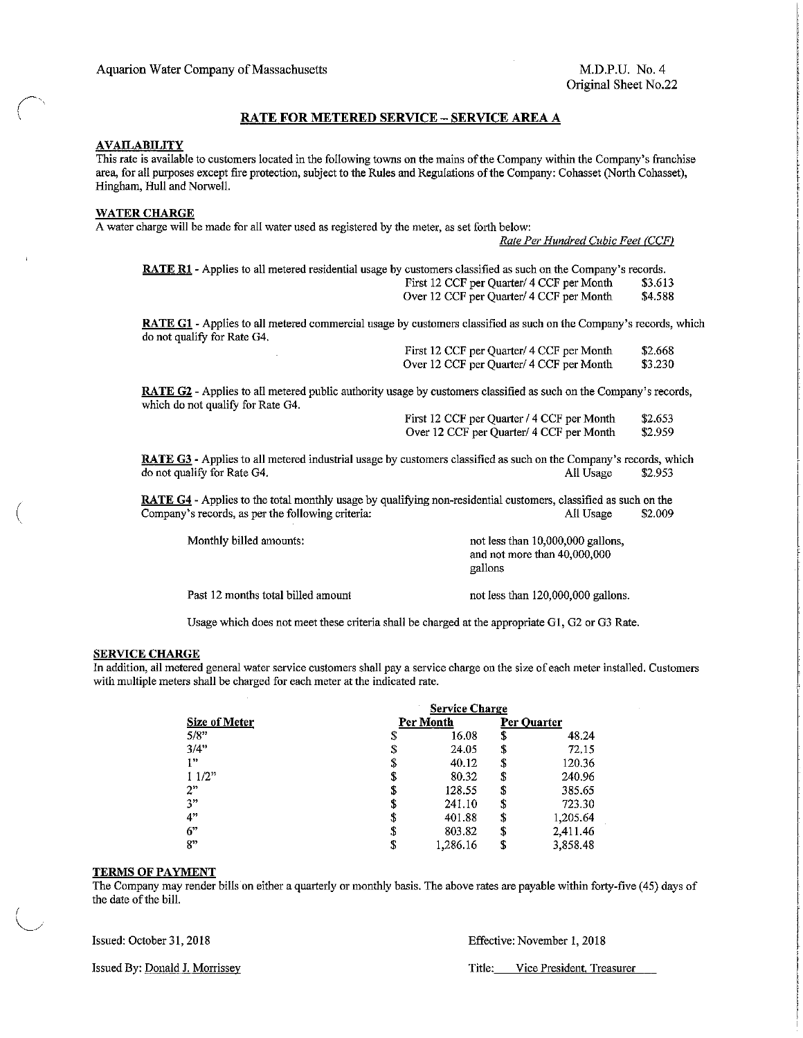Aquarion Water Company of Massachusetts

M.D.P.U. No. 4
Original Sheet No.22

## RATE FOR METERED SERVICE – SERVICE AREA A

### AVAILABILITY

This rate is available to customers located in the following towns on the mains of the Company within the Company's franchise area, for all purposes except fire protection, subject to the Rules and Regulations of the Company: Cohasset (North Cohasset), Hingham, Hull and Norwell.

### WATER CHARGE

A water charge will be made for all water used as registered by the meter, as set forth below:

*Rate Per Hundred Cubic Feet (CCF)*

**RATE R1** - Applies to all metered residential usage by customers classified as such on the Company's records.

| | |
|---|---|
| First 12 CCF per Quarter/ 4 CCF per Month | $3.613 |
| Over 12 CCF per Quarter/ 4 CCF per Month | $4.588 |

**RATE G1** - Applies to all metered commercial usage by customers classified as such on the Company's records, which do not qualify for Rate G4.

| | |
|---|---|
| First 12 CCF per Quarter/ 4 CCF per Month | $2.668 |
| Over 12 CCF per Quarter/ 4 CCF per Month | $3.230 |

**RATE G2** - Applies to all metered public authority usage by customers classified as such on the Company's records, which do not qualify for Rate G4.

| | |
|---|---|
| First 12 CCF per Quarter / 4 CCF per Month | $2.653 |
| Over 12 CCF per Quarter/ 4 CCF per Month | $2.959 |

**RATE G3** - Applies to all metered industrial usage by customers classified as such on the Company's records, which do not qualify for Rate G4. All Usage $2.953

**RATE G4** - Applies to the total monthly usage by qualifying non-residential customers, classified as such on the Company's records, as per the following criteria: All Usage $2.009

| | |
|---|---|
| Monthly billed amounts: | not less than 10,000,000 gallons, and not more than 40,000,000 gallons |
| Past 12 months total billed amount | not less than 120,000,000 gallons. |

Usage which does not meet these criteria shall be charged at the appropriate G1, G2 or G3 Rate.

### SERVICE CHARGE

In addition, all metered general water service customers shall pay a service charge on the size of each meter installed. Customers with multiple meters shall be charged for each meter at the indicated rate.

| | Service Charge | |
|---|---|---|
| **Size of Meter** | **Per Month** | **Per Quarter** |
| 5/8" | $ 16.08 | $ 48.24 |
| 3/4" | $ 24.05 | $ 72.15 |
| 1" | $ 40.12 | $ 120.36 |
| 1 1/2" | $ 80.32 | $ 240.96 |
| 2" | $ 128.55 | $ 385.65 |
| 3" | $ 241.10 | $ 723.30 |
| 4" | $ 401.88 | $ 1,205.64 |
| 6" | $ 803.82 | $ 2,411.46 |
| 8" | $ 1,286.16 | $ 3,858.48 |

### TERMS OF PAYMENT

The Company may render bills on either a quarterly or monthly basis. The above rates are payable within forty-five (45) days of the date of the bill.

Issued: October 31, 2018 Effective: November 1, 2018

Issued By: Donald J. Morrissey Title: Vice President, Treasurer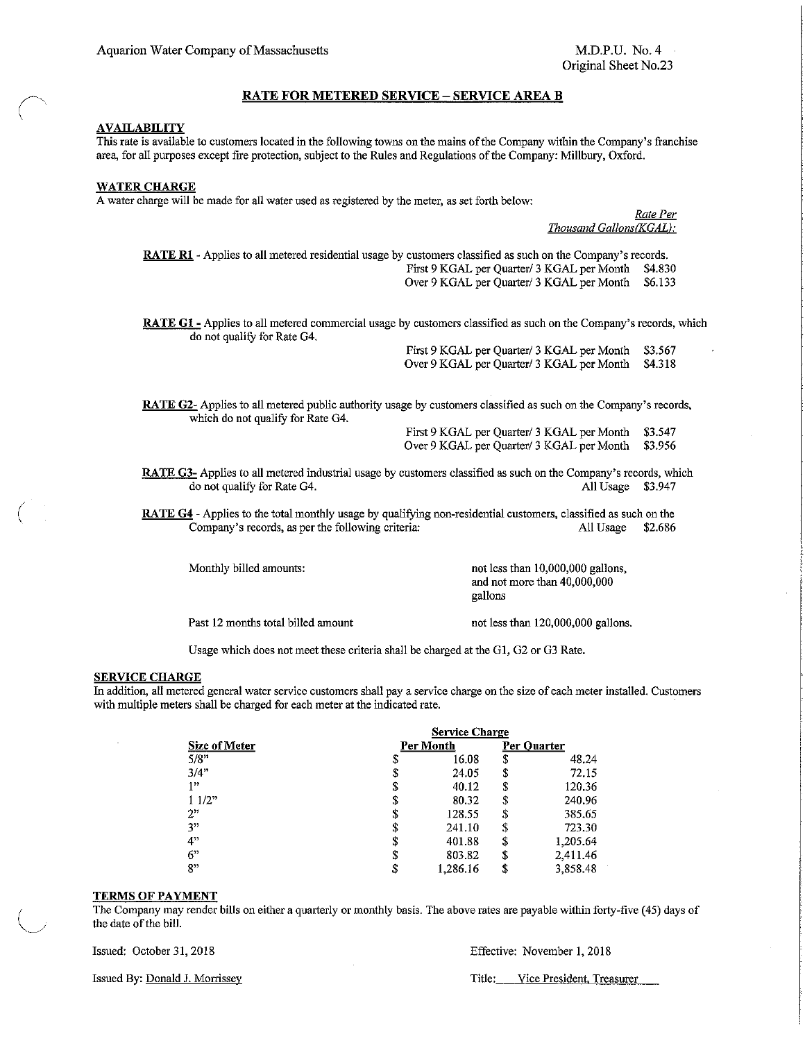Aquarion Water Company of Massachusetts

M.D.P.U. No. 4
Original Sheet No.23

## RATE FOR METERED SERVICE – SERVICE AREA B

### AVAILABILITY

This rate is available to customers located in the following towns on the mains of the Company within the Company's franchise area, for all purposes except fire protection, subject to the Rules and Regulations of the Company: Millbury, Oxford.

### WATER CHARGE

A water charge will be made for all water used as registered by the meter, as set forth below:

*Rate Per Thousand Gallons(KGAL):*

**RATE R1** - Applies to all metered residential usage by customers classified as such on the Company's records.

| | |
|---|---|
| First 9 KGAL per Quarter/ 3 KGAL per Month | $4.830 |
| Over 9 KGAL per Quarter/ 3 KGAL per Month | $6.133 |

**RATE G1** - Applies to all metered commercial usage by customers classified as such on the Company's records, which do not qualify for Rate G4.

| | |
|---|---|
| First 9 KGAL per Quarter/ 3 KGAL per Month | $3.567 |
| Over 9 KGAL per Quarter/ 3 KGAL per Month | $4.318 |

**RATE G2**- Applies to all metered public authority usage by customers classified as such on the Company's records, which do not qualify for Rate G4.

| | |
|---|---|
| First 9 KGAL per Quarter/ 3 KGAL per Month | $3.547 |
| Over 9 KGAL per Quarter/ 3 KGAL per Month | $3.956 |

**RATE G3**- Applies to all metered industrial usage by customers classified as such on the Company's records, which do not qualify for Rate G4. All Usage $3.947

**RATE G4** - Applies to the total monthly usage by qualifying non-residential customers, classified as such on the Company's records, as per the following criteria: All Usage $2.686

| | |
|---|---|
| Monthly billed amounts: | not less than 10,000,000 gallons, and not more than 40,000,000 gallons |
| Past 12 months total billed amount | not less than 120,000,000 gallons. |

Usage which does not meet these criteria shall be charged at the G1, G2 or G3 Rate.

### SERVICE CHARGE

In addition, all metered general water service customers shall pay a service charge on the size of each meter installed. Customers with multiple meters shall be charged for each meter at the indicated rate.

| | Service Charge | |
|---|---|---|
| Size of Meter | Per Month | Per Quarter |
| 5/8" | $ 16.08 | $ 48.24 |
| 3/4" | $ 24.05 | $ 72.15 |
| 1" | $ 40.12 | $ 120.36 |
| 1 1/2" | $ 80.32 | $ 240.96 |
| 2" | $ 128.55 | $ 385.65 |
| 3" | $ 241.10 | $ 723.30 |
| 4" | $ 401.88 | $ 1,205.64 |
| 6" | $ 803.82 | $ 2,411.46 |
| 8" | $ 1,286.16 | $ 3,858.48 |

### TERMS OF PAYMENT

The Company may render bills on either a quarterly or monthly basis. The above rates are payable within forty-five (45) days of the date of the bill.

Issued: October 31, 2018

Effective: November 1, 2018

Issued By: Donald J. Morrissey

Title: Vice President, Treasurer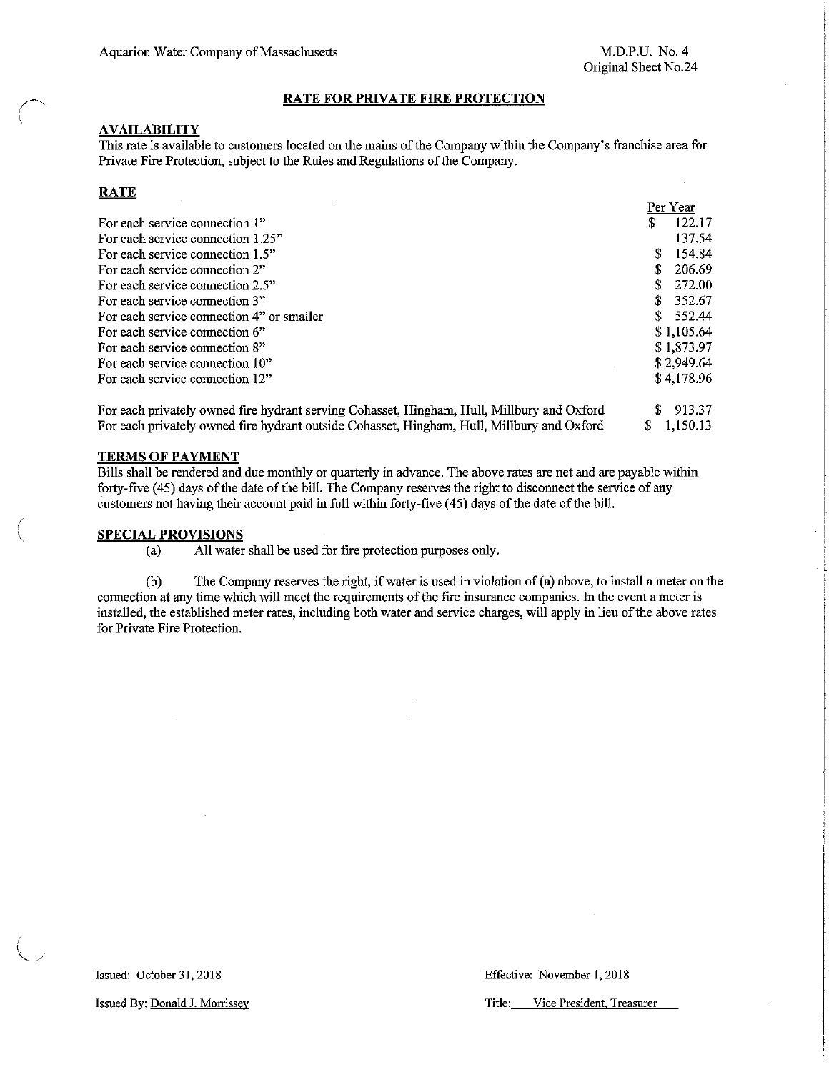Aquarion Water Company of Massachusetts

M.D.P.U. No. 4
Original Sheet No.24

## RATE FOR PRIVATE FIRE PROTECTION

### AVAILABILITY

This rate is available to customers located on the mains of the Company within the Company's franchise area for Private Fire Protection, subject to the Rules and Regulations of the Company.

### RATE

| | Per Year |
|---|---|
| For each service connection 1" | $ 122.17 |
| For each service connection 1.25" | 137.54 |
| For each service connection 1.5" | $ 154.84 |
| For each service connection 2" | $ 206.69 |
| For each service connection 2.5" | $ 272.00 |
| For each service connection 3" | $ 352.67 |
| For each service connection 4" or smaller | $ 552.44 |
| For each service connection 6" | $ 1,105.64 |
| For each service connection 8" | $ 1,873.97 |
| For each service connection 10" | $ 2,949.64 |
| For each service connection 12" | $ 4,178.96 |
| For each privately owned fire hydrant serving Cohasset, Hingham, Hull, Millbury and Oxford | $ 913.37 |
| For each privately owned fire hydrant outside Cohasset, Hingham, Hull, Millbury and Oxford | $ 1,150.13 |

### TERMS OF PAYMENT

Bills shall be rendered and due monthly or quarterly in advance. The above rates are net and are payable within forty-five (45) days of the date of the bill. The Company reserves the right to disconnect the service of any customers not having their account paid in full within forty-five (45) days of the date of the bill.

### SPECIAL PROVISIONS

(a) All water shall be used for fire protection purposes only.

(b) The Company reserves the right, if water is used in violation of (a) above, to install a meter on the connection at any time which will meet the requirements of the fire insurance companies. In the event a meter is installed, the established meter rates, including both water and service charges, will apply in lieu of the above rates for Private Fire Protection.

Issued: October 31, 2018

Effective: November 1, 2018

Issued By: Donald J. Morrissey

Title: Vice President, Treasurer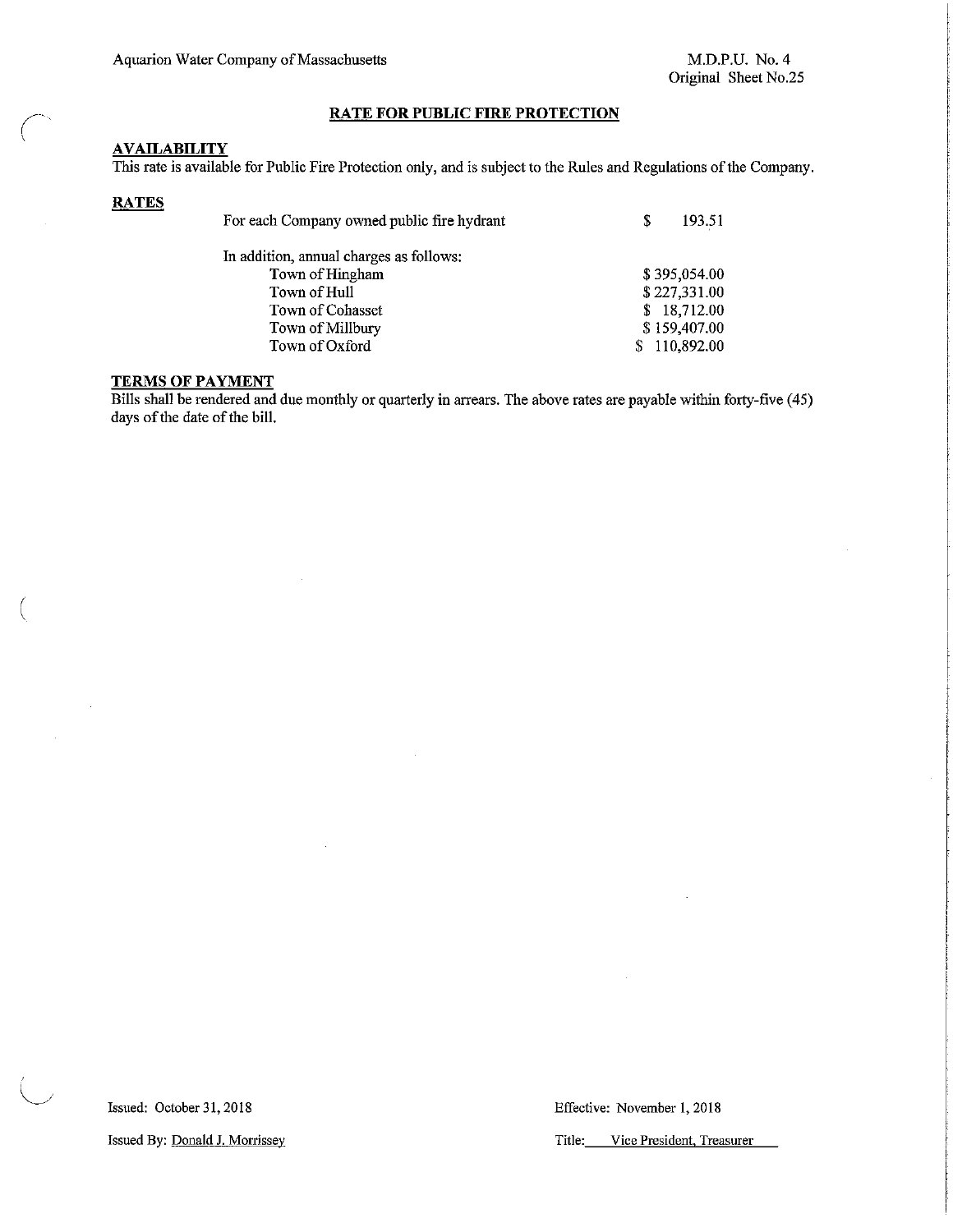## RATE FOR PUBLIC FIRE PROTECTION

### AVAILABILITY

This rate is available for Public Fire Protection only, and is subject to the Rules and Regulations of the Company.

### RATES

| | |
|---|---|
| For each Company owned public fire hydrant | $ 193.51 |
| In addition, annual charges as follows: | |
| Town of Hingham | $ 395,054.00 |
| Town of Hull | $ 227,331.00 |
| Town of Cohasset | $ 18,712.00 |
| Town of Millbury | $ 159,407.00 |
| Town of Oxford | $ 110,892.00 |

### TERMS OF PAYMENT

Bills shall be rendered and due monthly or quarterly in arrears. The above rates are payable within forty-five (45) days of the date of the bill.

Issued: October 31, 2018

Issued By: Donald J. Morrissey

Effective: November 1, 2018

Title: Vice President, Treasurer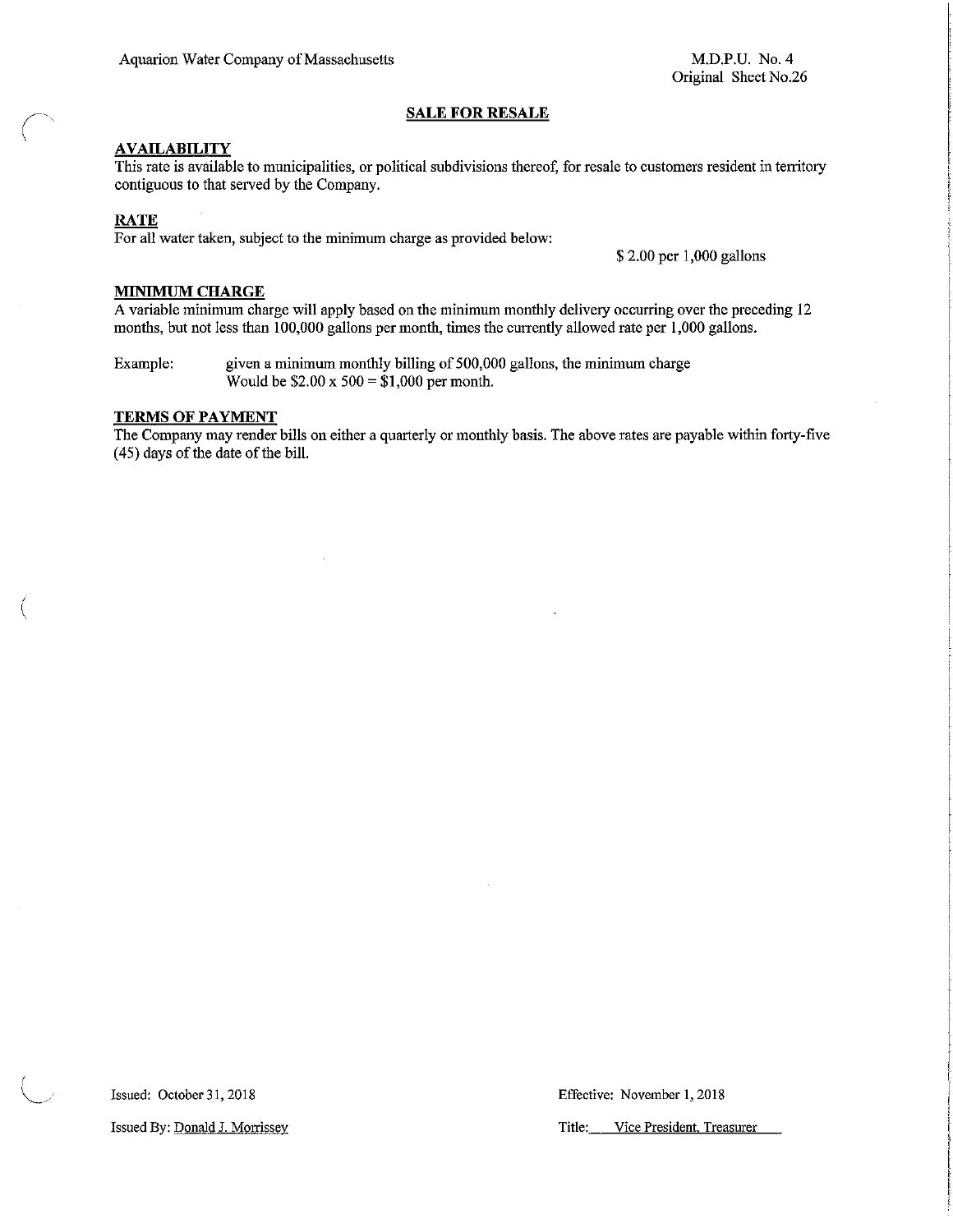Aquarion Water Company of Massachusetts

M.D.P.U. No. 4
Original Sheet No.26

## SALE FOR RESALE

### AVAILABILITY

This rate is available to municipalities, or political subdivisions thereof, for resale to customers resident in territory contiguous to that served by the Company.

### RATE

For all water taken, subject to the minimum charge as provided below:

$ 2.00 per 1,000 gallons

### MINIMUM CHARGE

A variable minimum charge will apply based on the minimum monthly delivery occurring over the preceding 12 months, but not less than 100,000 gallons per month, times the currently allowed rate per 1,000 gallons.

Example: given a minimum monthly billing of 500,000 gallons, the minimum charge Would be $2.00 x 500 = $1,000 per month.

### TERMS OF PAYMENT

The Company may render bills on either a quarterly or monthly basis. The above rates are payable within forty-five (45) days of the date of the bill.

Issued: October 31, 2018

Issued By: Donald J. Morrissey

Effective: November 1, 2018

Title: Vice President, Treasurer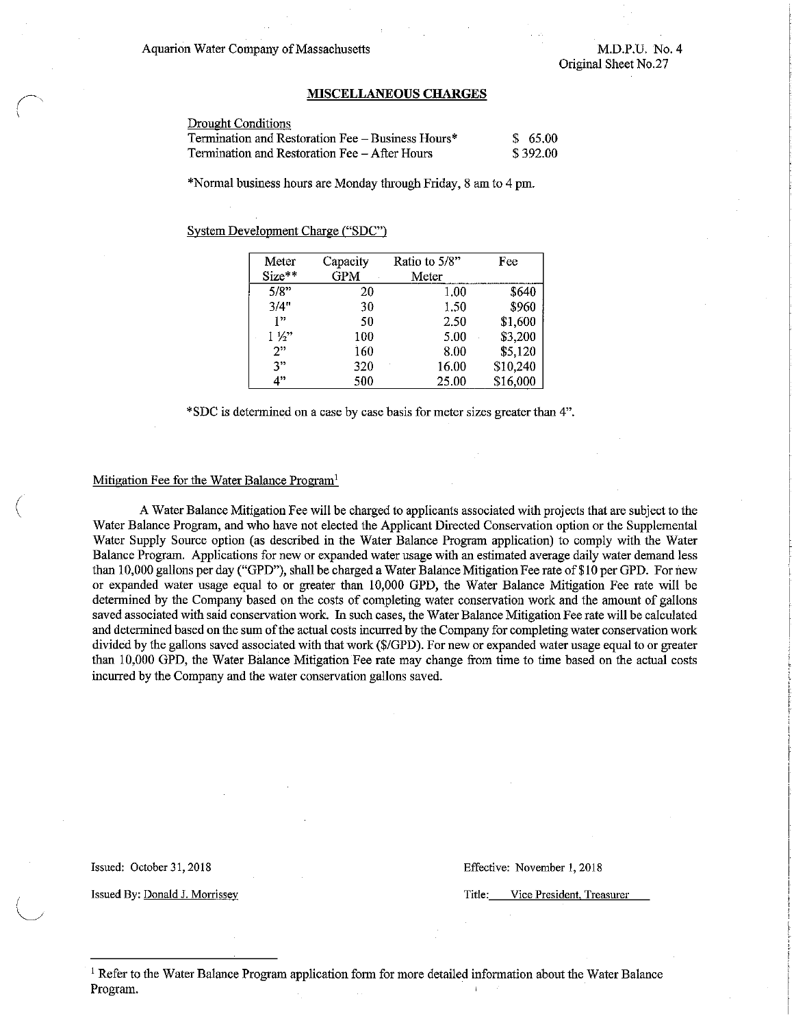Aquarion Water Company of Massachusetts

M.D.P.U. No. 4
Original Sheet No.27

## MISCELLANEOUS CHARGES

Drought Conditions

| | |
|---|---|
| Termination and Restoration Fee – Business Hours* | $ 65.00 |
| Termination and Restoration Fee – After Hours | $ 392.00 |

*Normal business hours are Monday through Friday, 8 am to 4 pm.

System Development Charge ("SDC")

| Meter Size** | Capacity GPM | Ratio to 5/8" Meter | Fee |
|---|---|---|---|
| 5/8" | 20 | 1.00 | $640 |
| 3/4" | 30 | 1.50 | $960 |
| 1" | 50 | 2.50 | $1,600 |
| 1 ½" | 100 | 5.00 | $3,200 |
| 2" | 160 | 8.00 | $5,120 |
| 3" | 320 | 16.00 | $10,240 |
| 4" | 500 | 25.00 | $16,000 |

*SDC is determined on a case by case basis for meter sizes greater than 4".

Mitigation Fee for the Water Balance Program[1]

A Water Balance Mitigation Fee will be charged to applicants associated with projects that are subject to the Water Balance Program, and who have not elected the Applicant Directed Conservation option or the Supplemental Water Supply Source option (as described in the Water Balance Program application) to comply with the Water Balance Program. Applications for new or expanded water usage with an estimated average daily water demand less than 10,000 gallons per day ("GPD"), shall be charged a Water Balance Mitigation Fee rate of $10 per GPD. For new or expanded water usage equal to or greater than 10,000 GPD, the Water Balance Mitigation Fee rate will be determined by the Company based on the costs of completing water conservation work and the amount of gallons saved associated with said conservation work. In such cases, the Water Balance Mitigation Fee rate will be calculated and determined based on the sum of the actual costs incurred by the Company for completing water conservation work divided by the gallons saved associated with that work ($/GPD). For new or expanded water usage equal to or greater than 10,000 GPD, the Water Balance Mitigation Fee rate may change from time to time based on the actual costs incurred by the Company and the water conservation gallons saved.

Issued: October 31, 2018

Effective: November 1, 2018

Issued By: Donald J. Morrissey

Title: Vice President, Treasurer

[1] Refer to the Water Balance Program application form for more detailed information about the Water Balance Program.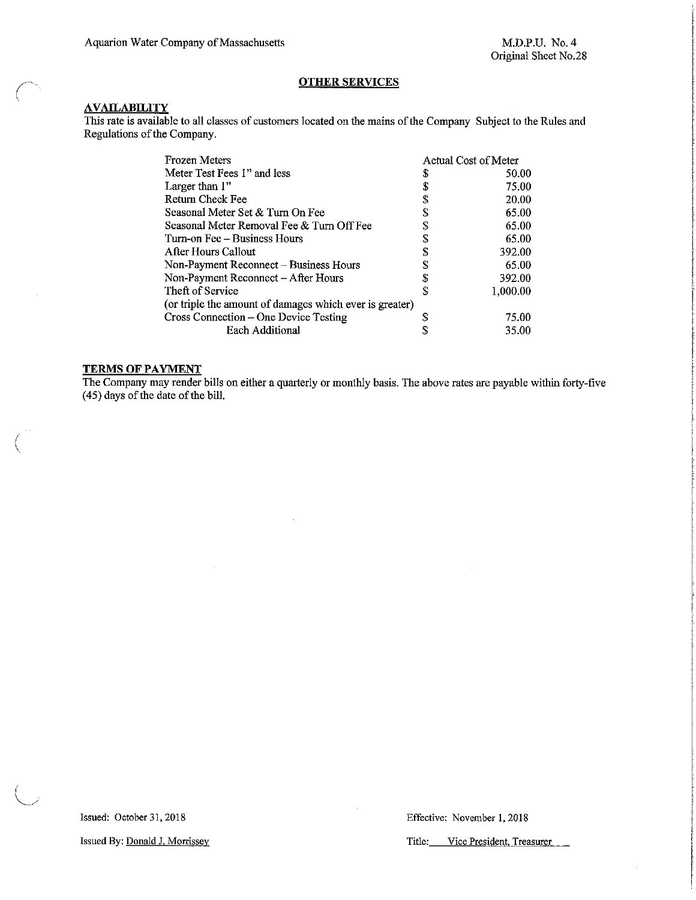Aquarion Water Company of Massachusetts

M.D.P.U. No. 4
Original Sheet No.28

## OTHER SERVICES

### AVAILABILITY

This rate is available to all classes of customers located on the mains of the Company Subject to the Rules and Regulations of the Company.

| Service | | Fee |
|---|---|---|
| Frozen Meters | | Actual Cost of Meter |
| Meter Test Fees 1" and less | $ | 50.00 |
| Larger than 1" | $ | 75.00 |
| Return Check Fee | $ | 20.00 |
| Seasonal Meter Set & Turn On Fee | $ | 65.00 |
| Seasonal Meter Removal Fee & Turn Off Fee | $ | 65.00 |
| Turn-on Fee – Business Hours | $ | 65.00 |
| After Hours Callout | $ | 392.00 |
| Non-Payment Reconnect – Business Hours | $ | 65.00 |
| Non-Payment Reconnect – After Hours | $ | 392.00 |
| Theft of Service | $ | 1,000.00 |
| (or triple the amount of damages which ever is greater) | | |
| Cross Connection – One Device Testing | $ | 75.00 |
| Each Additional | $ | 35.00 |

### TERMS OF PAYMENT

The Company may render bills on either a quarterly or monthly basis. The above rates are payable within forty-five (45) days of the date of the bill.

Issued: October 31, 2018

Effective: November 1, 2018

Issued By: Donald J. Morrissey

Title: Vice President, Treasurer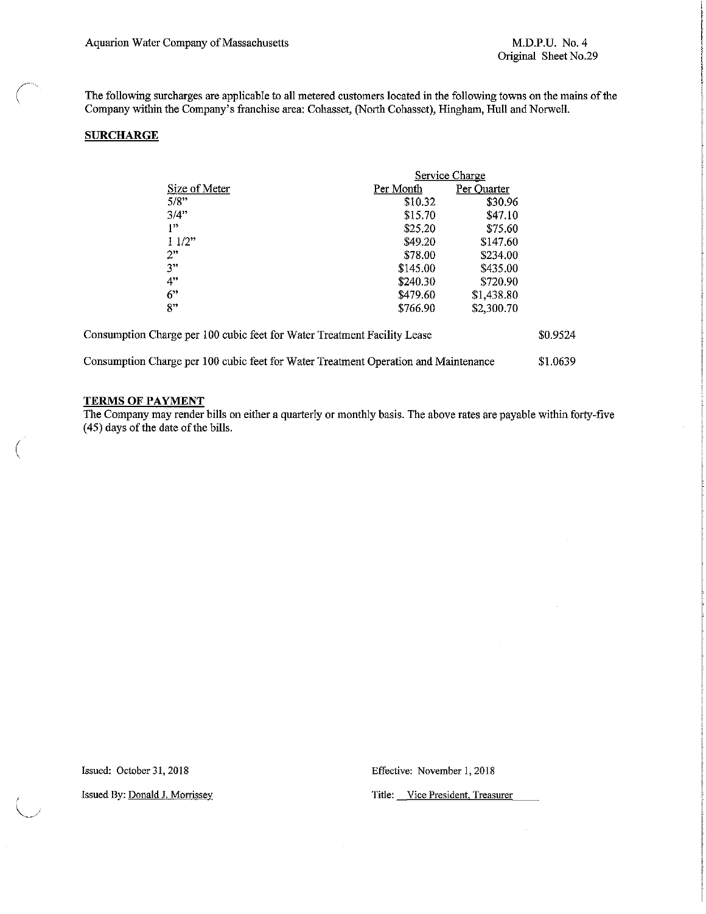The following surcharges are applicable to all metered customers located in the following towns on the mains of the Company within the Company's franchise area: Cohasset, (North Cohasset), Hingham, Hull and Norwell.

## SURCHARGE

| | Service Charge | |
|---|---|---|
| Size of Meter | Per Month | Per Quarter |
| 5/8" | $10.32 | $30.96 |
| 3/4" | $15.70 | $47.10 |
| 1" | $25.20 | $75.60 |
| 1 1/2" | $49.20 | $147.60 |
| 2" | $78.00 | $234.00 |
| 3" | $145.00 | $435.00 |
| 4" | $240.30 | $720.90 |
| 6" | $479.60 | $1,438.80 |
| 8" | $766.90 | $2,300.70 |

Consumption Charge per 100 cubic feet for Water Treatment Facility Lease $0.9524

Consumption Charge per 100 cubic feet for Water Treatment Operation and Maintenance $1.0639

## TERMS OF PAYMENT

The Company may render bills on either a quarterly or monthly basis. The above rates are payable within forty-five (45) days of the date of the bills.

Issued: October 31, 2018

Effective: November 1, 2018

Issued By: Donald J. Morrissey

Title: Vice President, Treasurer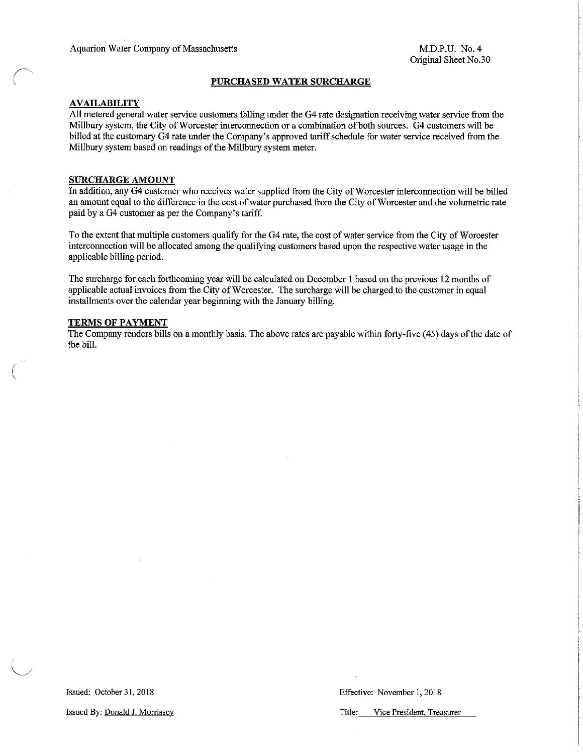Aquarion Water Company of Massachusetts

M.D.P.U. No. 4
Original Sheet No.30

## PURCHASED WATER SURCHARGE

### AVAILABILITY

All metered general water service customers falling under the G4 rate designation receiving water service from the Millbury system, the City of Worcester interconnection or a combination of both sources. G4 customers will be billed at the customary G4 rate under the Company's approved tariff schedule for water service received from the Millbury system based on readings of the Millbury system meter.

### SURCHARGE AMOUNT

In addition, any G4 customer who receives water supplied from the City of Worcester interconnection will be billed an amount equal to the difference in the cost of water purchased from the City of Worcester and the volumetric rate paid by a G4 customer as per the Company's tariff.

To the extent that multiple customers qualify for the G4 rate, the cost of water service from the City of Worcester interconnection will be allocated among the qualifying customers based upon the respective water usage in the applicable billing period.

The surcharge for each forthcoming year will be calculated on December 1 based on the previous 12 months of applicable actual invoices from the City of Worcester. The surcharge will be charged to the customer in equal installments over the calendar year beginning with the January billing.

### TERMS OF PAYMENT

The Company renders bills on a monthly basis. The above rates are payable within forty-five (45) days of the date of the bill.

Issued: October 31, 2018

Issued By: Donald J. Morrissey

Effective: November 1, 2018

Title: Vice President, Treasurer